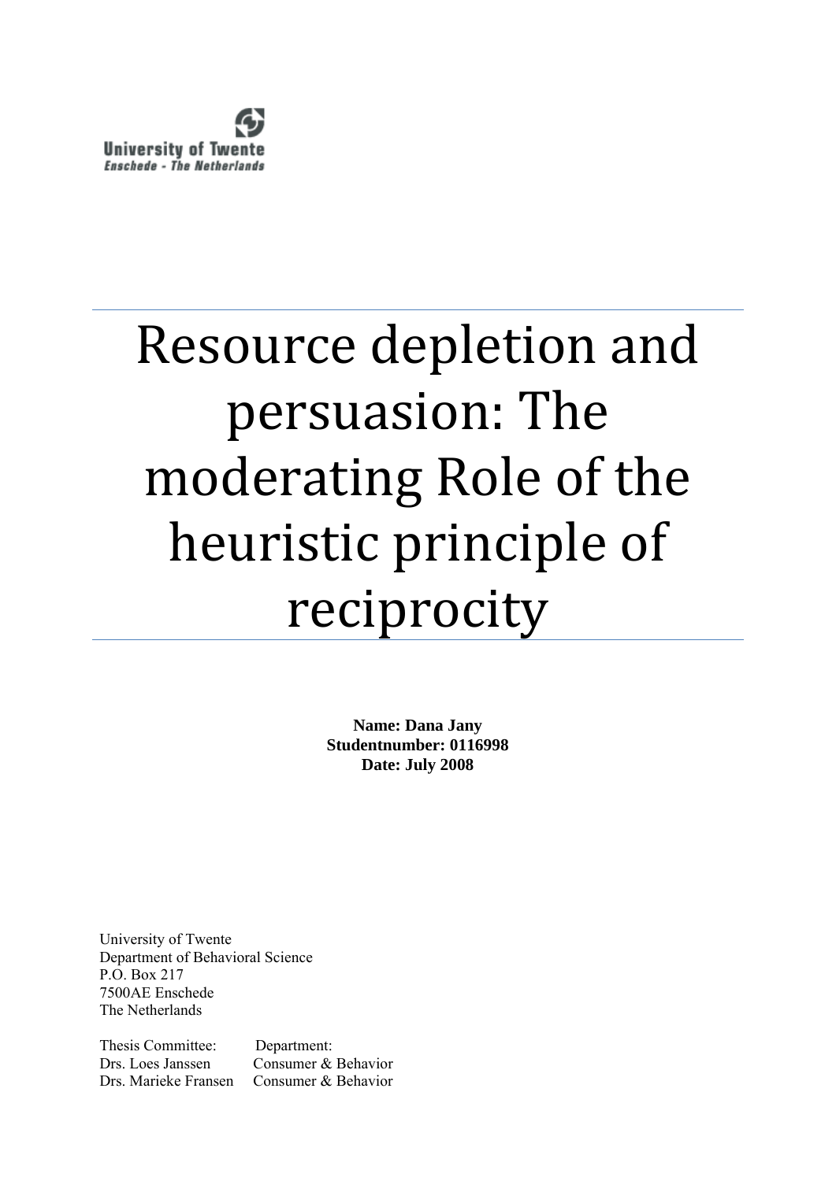University of Twente
*Enschede - The Netherlands*

# Resource depletion and persuasion: The moderating Role of the heuristic principle of reciprocity

**Name: Dana Jany**
**Studentnumber: 0116998**
**Date: July 2008**

University of Twente
Department of Behavioral Science
P.O. Box 217
7500AE Enschede
The Netherlands

| Thesis Committee: | Department: |
| --- | --- |
| Drs. Loes Janssen | Consumer & Behavior |
| Drs. Marieke Fransen | Consumer & Behavior |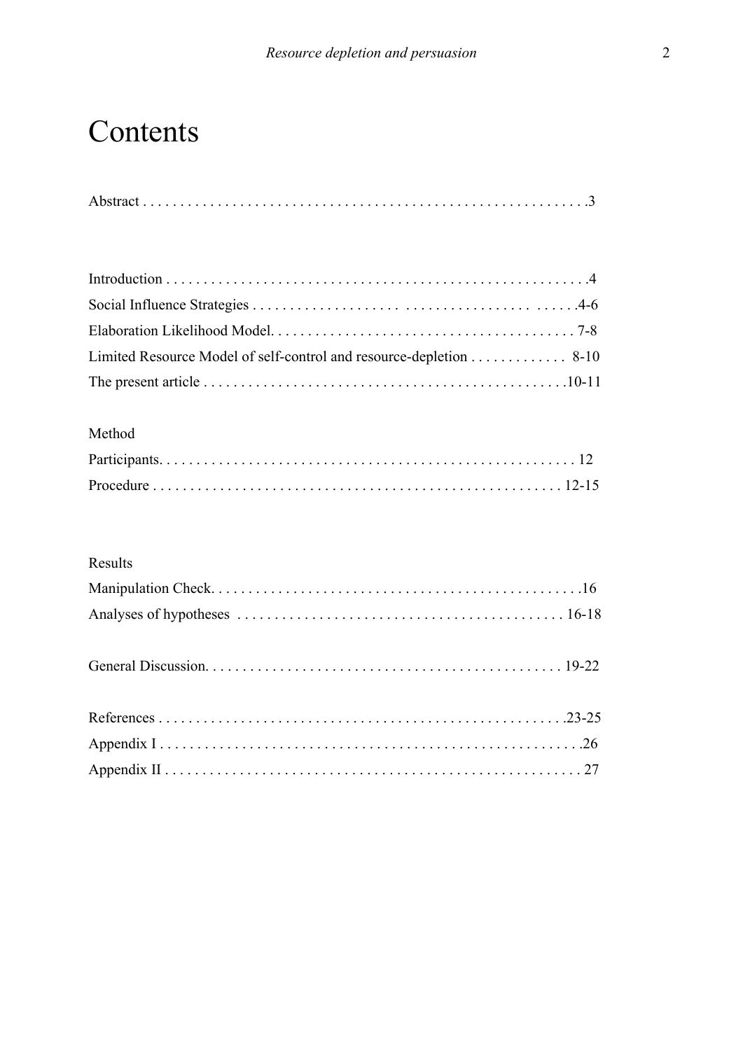# Contents

Abstract . . . . . . . . . . . . . . . . . . . . . . . . . . . . . . . . . . . . . . . . . . . . . . . . . . . . . . . . . .3

Introduction . . . . . . . . . . . . . . . . . . . . . . . . . . . . . . . . . . . . . . . . . . . . . . . . . . . . . . . .4
Social Influence Strategies . . . . . . . . . . . . . . . . . . . . . . . . . . . . . . . . . . . . . . . . . . . .4-6
Elaboration Likelihood Model. . . . . . . . . . . . . . . . . . . . . . . . . . . . . . . . . . . . . . . . . 7-8
Limited Resource Model of self-control and resource-depletion . . . . . . . . . . . . . 8-10
The present article . . . . . . . . . . . . . . . . . . . . . . . . . . . . . . . . . . . . . . . . . . . . . . . . .10-11

Method
Participants. . . . . . . . . . . . . . . . . . . . . . . . . . . . . . . . . . . . . . . . . . . . . . . . . . . . . . 12
Procedure . . . . . . . . . . . . . . . . . . . . . . . . . . . . . . . . . . . . . . . . . . . . . . . . . . . . . . 12-15

Results
Manipulation Check. . . . . . . . . . . . . . . . . . . . . . . . . . . . . . . . . . . . . . . . . . . . . . . . . .16
Analyses of hypotheses . . . . . . . . . . . . . . . . . . . . . . . . . . . . . . . . . . . . . . . . . . . . 16-18

General Discussion. . . . . . . . . . . . . . . . . . . . . . . . . . . . . . . . . . . . . . . . . . . . . . . . 19-22

References . . . . . . . . . . . . . . . . . . . . . . . . . . . . . . . . . . . . . . . . . . . . . . . . . . . . . . .23-25
Appendix I . . . . . . . . . . . . . . . . . . . . . . . . . . . . . . . . . . . . . . . . . . . . . . . . . . . . . . . . .26
Appendix II . . . . . . . . . . . . . . . . . . . . . . . . . . . . . . . . . . . . . . . . . . . . . . . . . . . . . . . . 27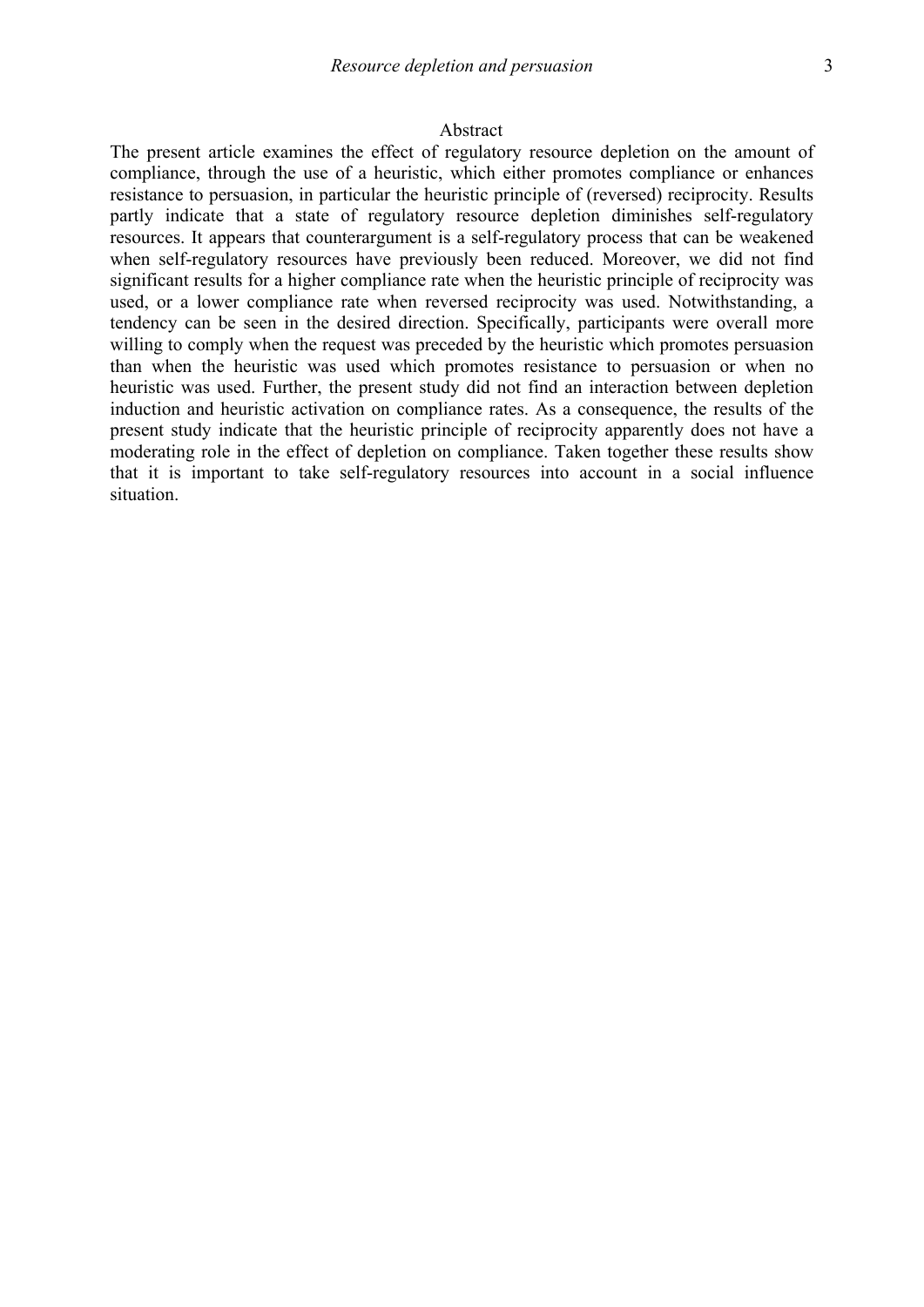## Abstract

The present article examines the effect of regulatory resource depletion on the amount of compliance, through the use of a heuristic, which either promotes compliance or enhances resistance to persuasion, in particular the heuristic principle of (reversed) reciprocity. Results partly indicate that a state of regulatory resource depletion diminishes self-regulatory resources. It appears that counterargument is a self-regulatory process that can be weakened when self-regulatory resources have previously been reduced. Moreover, we did not find significant results for a higher compliance rate when the heuristic principle of reciprocity was used, or a lower compliance rate when reversed reciprocity was used. Notwithstanding, a tendency can be seen in the desired direction. Specifically, participants were overall more willing to comply when the request was preceded by the heuristic which promotes persuasion than when the heuristic was used which promotes resistance to persuasion or when no heuristic was used. Further, the present study did not find an interaction between depletion induction and heuristic activation on compliance rates. As a consequence, the results of the present study indicate that the heuristic principle of reciprocity apparently does not have a moderating role in the effect of depletion on compliance. Taken together these results show that it is important to take self-regulatory resources into account in a social influence situation.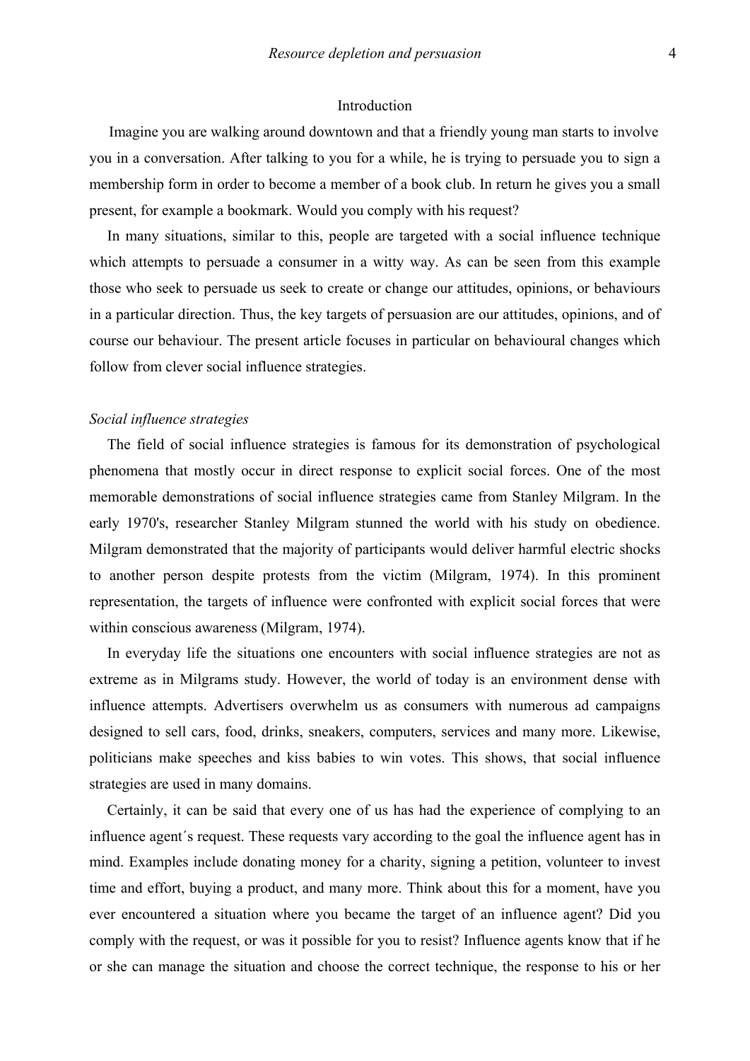## Introduction

Imagine you are walking around downtown and that a friendly young man starts to involve you in a conversation. After talking to you for a while, he is trying to persuade you to sign a membership form in order to become a member of a book club. In return he gives you a small present, for example a bookmark. Would you comply with his request?

In many situations, similar to this, people are targeted with a social influence technique which attempts to persuade a consumer in a witty way. As can be seen from this example those who seek to persuade us seek to create or change our attitudes, opinions, or behaviours in a particular direction. Thus, the key targets of persuasion are our attitudes, opinions, and of course our behaviour. The present article focuses in particular on behavioural changes which follow from clever social influence strategies.

### *Social influence strategies*

The field of social influence strategies is famous for its demonstration of psychological phenomena that mostly occur in direct response to explicit social forces. One of the most memorable demonstrations of social influence strategies came from Stanley Milgram. In the early 1970's, researcher Stanley Milgram stunned the world with his study on obedience. Milgram demonstrated that the majority of participants would deliver harmful electric shocks to another person despite protests from the victim (Milgram, 1974). In this prominent representation, the targets of influence were confronted with explicit social forces that were within conscious awareness (Milgram, 1974).

In everyday life the situations one encounters with social influence strategies are not as extreme as in Milgrams study. However, the world of today is an environment dense with influence attempts. Advertisers overwhelm us as consumers with numerous ad campaigns designed to sell cars, food, drinks, sneakers, computers, services and many more. Likewise, politicians make speeches and kiss babies to win votes. This shows, that social influence strategies are used in many domains.

Certainly, it can be said that every one of us has had the experience of complying to an influence agent´s request. These requests vary according to the goal the influence agent has in mind. Examples include donating money for a charity, signing a petition, volunteer to invest time and effort, buying a product, and many more. Think about this for a moment, have you ever encountered a situation where you became the target of an influence agent? Did you comply with the request, or was it possible for you to resist? Influence agents know that if he or she can manage the situation and choose the correct technique, the response to his or her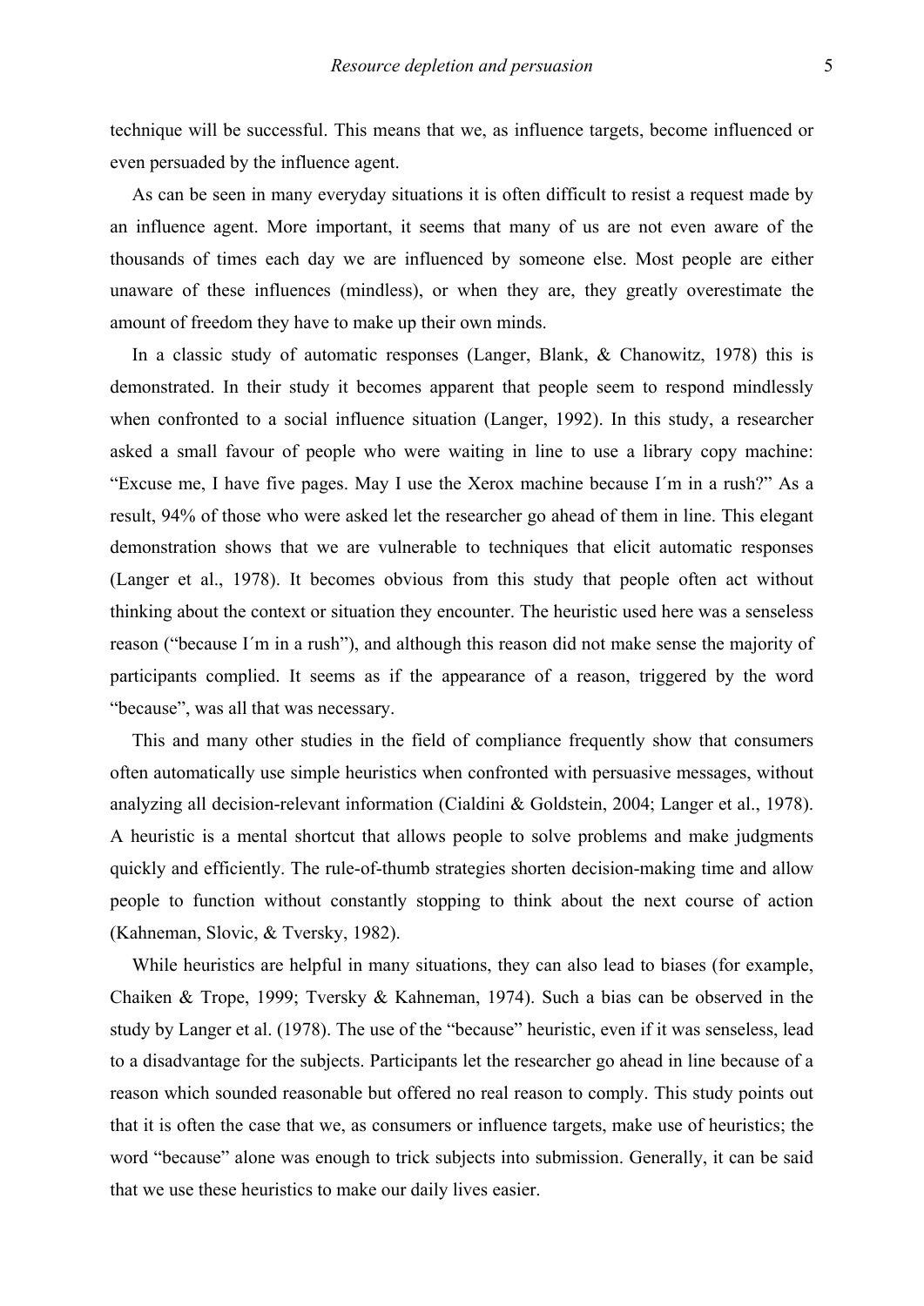technique will be successful. This means that we, as influence targets, become influenced or even persuaded by the influence agent.

As can be seen in many everyday situations it is often difficult to resist a request made by an influence agent. More important, it seems that many of us are not even aware of the thousands of times each day we are influenced by someone else. Most people are either unaware of these influences (mindless), or when they are, they greatly overestimate the amount of freedom they have to make up their own minds.

In a classic study of automatic responses (Langer, Blank, & Chanowitz, 1978) this is demonstrated. In their study it becomes apparent that people seem to respond mindlessly when confronted to a social influence situation (Langer, 1992). In this study, a researcher asked a small favour of people who were waiting in line to use a library copy machine: “Excuse me, I have five pages. May I use the Xerox machine because I´m in a rush?” As a result, 94% of those who were asked let the researcher go ahead of them in line. This elegant demonstration shows that we are vulnerable to techniques that elicit automatic responses (Langer et al., 1978). It becomes obvious from this study that people often act without thinking about the context or situation they encounter. The heuristic used here was a senseless reason (“because I´m in a rush”), and although this reason did not make sense the majority of participants complied. It seems as if the appearance of a reason, triggered by the word “because”, was all that was necessary.

This and many other studies in the field of compliance frequently show that consumers often automatically use simple heuristics when confronted with persuasive messages, without analyzing all decision-relevant information (Cialdini & Goldstein, 2004; Langer et al., 1978). A heuristic is a mental shortcut that allows people to solve problems and make judgments quickly and efficiently. The rule-of-thumb strategies shorten decision-making time and allow people to function without constantly stopping to think about the next course of action (Kahneman, Slovic, & Tversky, 1982).

While heuristics are helpful in many situations, they can also lead to biases (for example, Chaiken & Trope, 1999; Tversky & Kahneman, 1974). Such a bias can be observed in the study by Langer et al. (1978). The use of the “because” heuristic, even if it was senseless, lead to a disadvantage for the subjects. Participants let the researcher go ahead in line because of a reason which sounded reasonable but offered no real reason to comply. This study points out that it is often the case that we, as consumers or influence targets, make use of heuristics; the word “because” alone was enough to trick subjects into submission. Generally, it can be said that we use these heuristics to make our daily lives easier.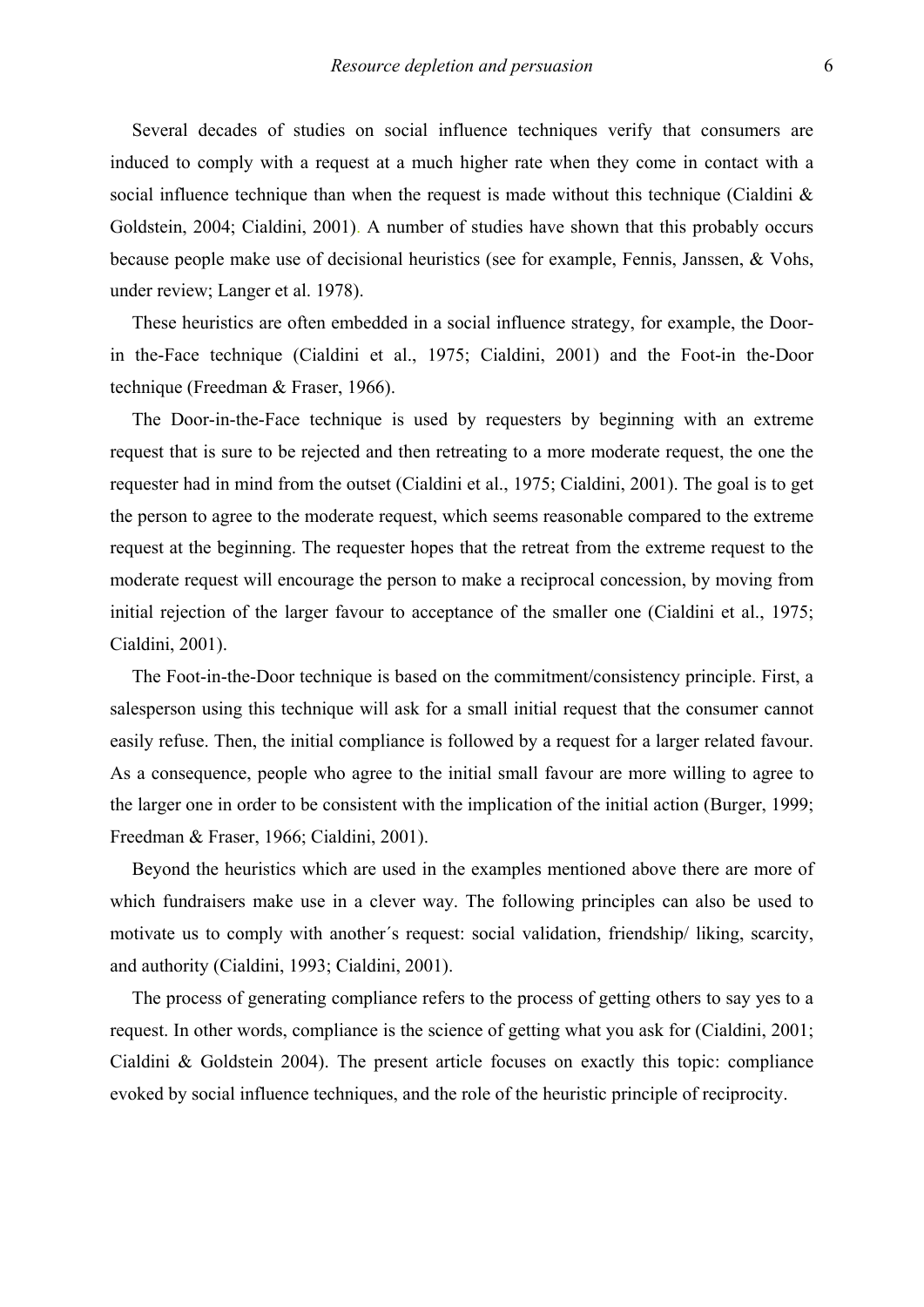Several decades of studies on social influence techniques verify that consumers are induced to comply with a request at a much higher rate when they come in contact with a social influence technique than when the request is made without this technique (Cialdini & Goldstein, 2004; Cialdini, 2001). A number of studies have shown that this probably occurs because people make use of decisional heuristics (see for example, Fennis, Janssen, & Vohs, under review; Langer et al. 1978).

These heuristics are often embedded in a social influence strategy, for example, the Door-in the-Face technique (Cialdini et al., 1975; Cialdini, 2001) and the Foot-in the-Door technique (Freedman & Fraser, 1966).

The Door-in-the-Face technique is used by requesters by beginning with an extreme request that is sure to be rejected and then retreating to a more moderate request, the one the requester had in mind from the outset (Cialdini et al., 1975; Cialdini, 2001). The goal is to get the person to agree to the moderate request, which seems reasonable compared to the extreme request at the beginning. The requester hopes that the retreat from the extreme request to the moderate request will encourage the person to make a reciprocal concession, by moving from initial rejection of the larger favour to acceptance of the smaller one (Cialdini et al., 1975; Cialdini, 2001).

The Foot-in-the-Door technique is based on the commitment/consistency principle. First, a salesperson using this technique will ask for a small initial request that the consumer cannot easily refuse. Then, the initial compliance is followed by a request for a larger related favour. As a consequence, people who agree to the initial small favour are more willing to agree to the larger one in order to be consistent with the implication of the initial action (Burger, 1999; Freedman & Fraser, 1966; Cialdini, 2001).

Beyond the heuristics which are used in the examples mentioned above there are more of which fundraisers make use in a clever way. The following principles can also be used to motivate us to comply with another´s request: social validation, friendship/ liking, scarcity, and authority (Cialdini, 1993; Cialdini, 2001).

The process of generating compliance refers to the process of getting others to say yes to a request. In other words, compliance is the science of getting what you ask for (Cialdini, 2001; Cialdini & Goldstein 2004). The present article focuses on exactly this topic: compliance evoked by social influence techniques, and the role of the heuristic principle of reciprocity.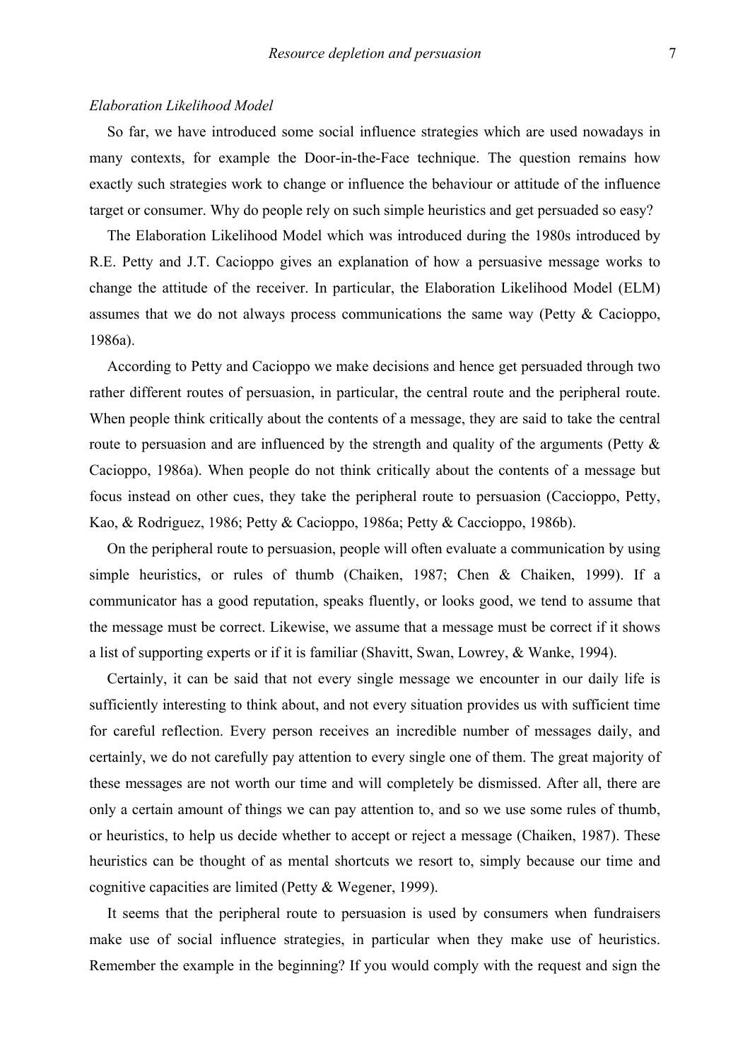*Elaboration Likelihood Model*

So far, we have introduced some social influence strategies which are used nowadays in many contexts, for example the Door-in-the-Face technique. The question remains how exactly such strategies work to change or influence the behaviour or attitude of the influence target or consumer. Why do people rely on such simple heuristics and get persuaded so easy?

The Elaboration Likelihood Model which was introduced during the 1980s introduced by R.E. Petty and J.T. Cacioppo gives an explanation of how a persuasive message works to change the attitude of the receiver. In particular, the Elaboration Likelihood Model (ELM) assumes that we do not always process communications the same way (Petty & Cacioppo, 1986a).

According to Petty and Cacioppo we make decisions and hence get persuaded through two rather different routes of persuasion, in particular, the central route and the peripheral route. When people think critically about the contents of a message, they are said to take the central route to persuasion and are influenced by the strength and quality of the arguments (Petty & Cacioppo, 1986a). When people do not think critically about the contents of a message but focus instead on other cues, they take the peripheral route to persuasion (Caccioppo, Petty, Kao, & Rodriguez, 1986; Petty & Cacioppo, 1986a; Petty & Caccioppo, 1986b).

On the peripheral route to persuasion, people will often evaluate a communication by using simple heuristics, or rules of thumb (Chaiken, 1987; Chen & Chaiken, 1999). If a communicator has a good reputation, speaks fluently, or looks good, we tend to assume that the message must be correct. Likewise, we assume that a message must be correct if it shows a list of supporting experts or if it is familiar (Shavitt, Swan, Lowrey, & Wanke, 1994).

Certainly, it can be said that not every single message we encounter in our daily life is sufficiently interesting to think about, and not every situation provides us with sufficient time for careful reflection. Every person receives an incredible number of messages daily, and certainly, we do not carefully pay attention to every single one of them. The great majority of these messages are not worth our time and will completely be dismissed. After all, there are only a certain amount of things we can pay attention to, and so we use some rules of thumb, or heuristics, to help us decide whether to accept or reject a message (Chaiken, 1987). These heuristics can be thought of as mental shortcuts we resort to, simply because our time and cognitive capacities are limited (Petty & Wegener, 1999).

It seems that the peripheral route to persuasion is used by consumers when fundraisers make use of social influence strategies, in particular when they make use of heuristics. Remember the example in the beginning? If you would comply with the request and sign the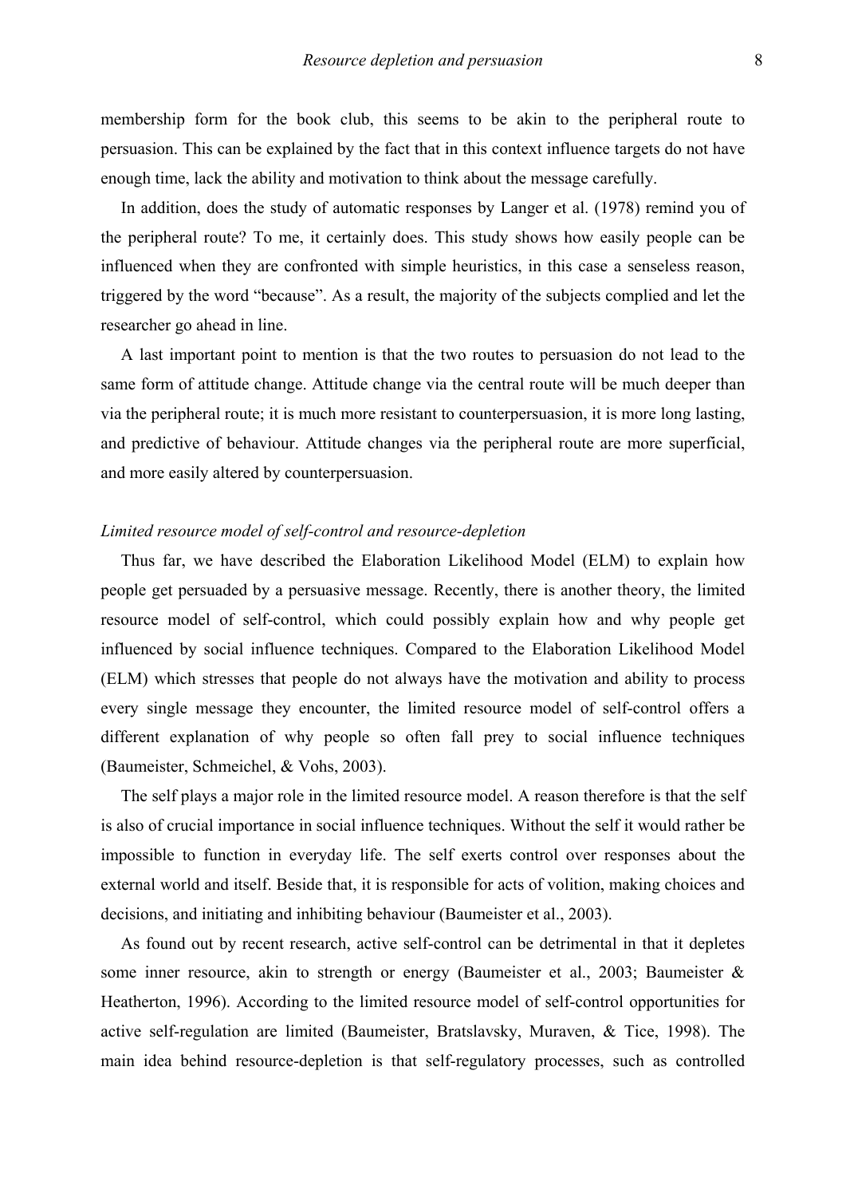membership form for the book club, this seems to be akin to the peripheral route to persuasion. This can be explained by the fact that in this context influence targets do not have enough time, lack the ability and motivation to think about the message carefully.

In addition, does the study of automatic responses by Langer et al. (1978) remind you of the peripheral route? To me, it certainly does. This study shows how easily people can be influenced when they are confronted with simple heuristics, in this case a senseless reason, triggered by the word "because". As a result, the majority of the subjects complied and let the researcher go ahead in line.

A last important point to mention is that the two routes to persuasion do not lead to the same form of attitude change. Attitude change via the central route will be much deeper than via the peripheral route; it is much more resistant to counterpersuasion, it is more long lasting, and predictive of behaviour. Attitude changes via the peripheral route are more superficial, and more easily altered by counterpersuasion.

### *Limited resource model of self-control and resource-depletion*

Thus far, we have described the Elaboration Likelihood Model (ELM) to explain how people get persuaded by a persuasive message. Recently, there is another theory, the limited resource model of self-control, which could possibly explain how and why people get influenced by social influence techniques. Compared to the Elaboration Likelihood Model (ELM) which stresses that people do not always have the motivation and ability to process every single message they encounter, the limited resource model of self-control offers a different explanation of why people so often fall prey to social influence techniques (Baumeister, Schmeichel, & Vohs, 2003).

The self plays a major role in the limited resource model. A reason therefore is that the self is also of crucial importance in social influence techniques. Without the self it would rather be impossible to function in everyday life. The self exerts control over responses about the external world and itself. Beside that, it is responsible for acts of volition, making choices and decisions, and initiating and inhibiting behaviour (Baumeister et al., 2003).

As found out by recent research, active self-control can be detrimental in that it depletes some inner resource, akin to strength or energy (Baumeister et al., 2003; Baumeister & Heatherton, 1996). According to the limited resource model of self-control opportunities for active self-regulation are limited (Baumeister, Bratslavsky, Muraven, & Tice, 1998). The main idea behind resource-depletion is that self-regulatory processes, such as controlled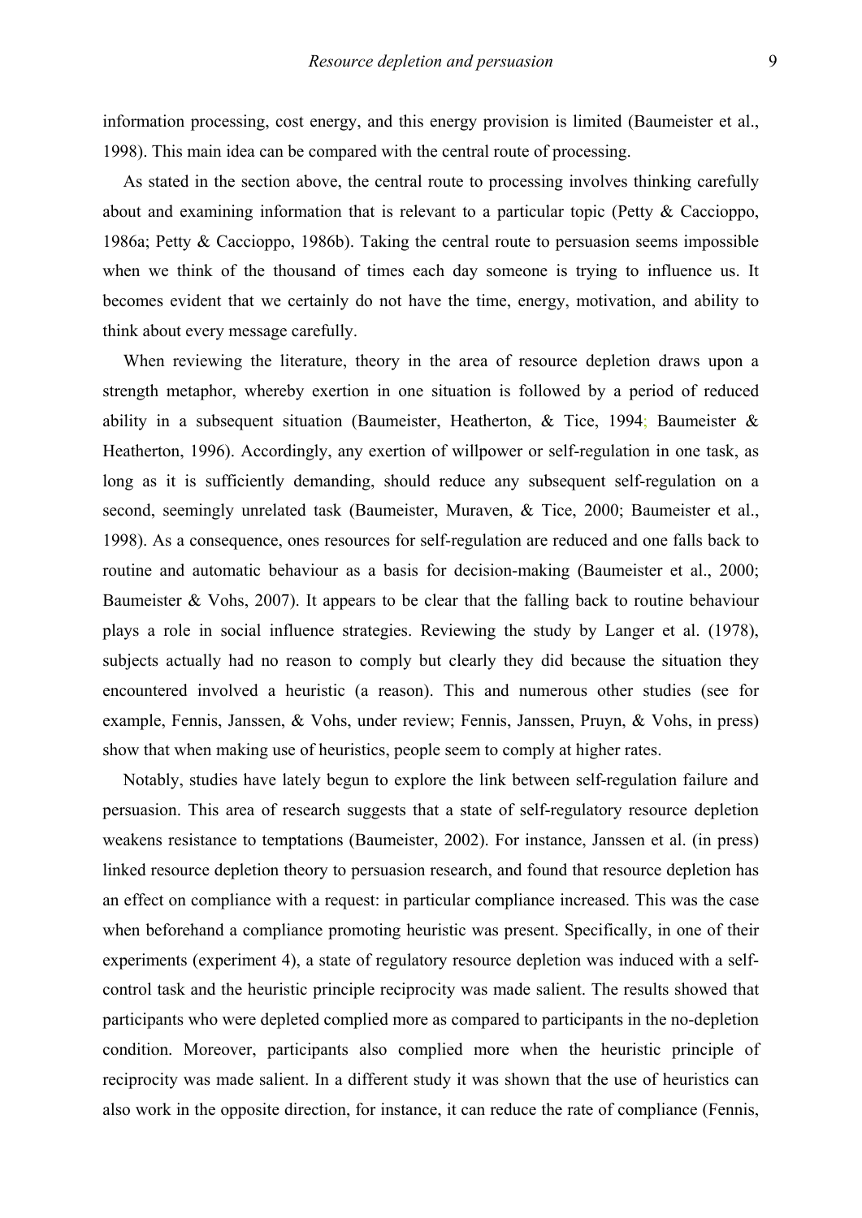information processing, cost energy, and this energy provision is limited (Baumeister et al., 1998). This main idea can be compared with the central route of processing.

As stated in the section above, the central route to processing involves thinking carefully about and examining information that is relevant to a particular topic (Petty & Caccioppo, 1986a; Petty & Caccioppo, 1986b). Taking the central route to persuasion seems impossible when we think of the thousand of times each day someone is trying to influence us. It becomes evident that we certainly do not have the time, energy, motivation, and ability to think about every message carefully.

When reviewing the literature, theory in the area of resource depletion draws upon a strength metaphor, whereby exertion in one situation is followed by a period of reduced ability in a subsequent situation (Baumeister, Heatherton, & Tice, 1994; Baumeister & Heatherton, 1996). Accordingly, any exertion of willpower or self-regulation in one task, as long as it is sufficiently demanding, should reduce any subsequent self-regulation on a second, seemingly unrelated task (Baumeister, Muraven, & Tice, 2000; Baumeister et al., 1998). As a consequence, ones resources for self-regulation are reduced and one falls back to routine and automatic behaviour as a basis for decision-making (Baumeister et al., 2000; Baumeister & Vohs, 2007). It appears to be clear that the falling back to routine behaviour plays a role in social influence strategies. Reviewing the study by Langer et al. (1978), subjects actually had no reason to comply but clearly they did because the situation they encountered involved a heuristic (a reason). This and numerous other studies (see for example, Fennis, Janssen, & Vohs, under review; Fennis, Janssen, Pruyn, & Vohs, in press) show that when making use of heuristics, people seem to comply at higher rates.

Notably, studies have lately begun to explore the link between self-regulation failure and persuasion. This area of research suggests that a state of self-regulatory resource depletion weakens resistance to temptations (Baumeister, 2002). For instance, Janssen et al. (in press) linked resource depletion theory to persuasion research, and found that resource depletion has an effect on compliance with a request: in particular compliance increased. This was the case when beforehand a compliance promoting heuristic was present. Specifically, in one of their experiments (experiment 4), a state of regulatory resource depletion was induced with a self-control task and the heuristic principle reciprocity was made salient. The results showed that participants who were depleted complied more as compared to participants in the no-depletion condition. Moreover, participants also complied more when the heuristic principle of reciprocity was made salient. In a different study it was shown that the use of heuristics can also work in the opposite direction, for instance, it can reduce the rate of compliance (Fennis,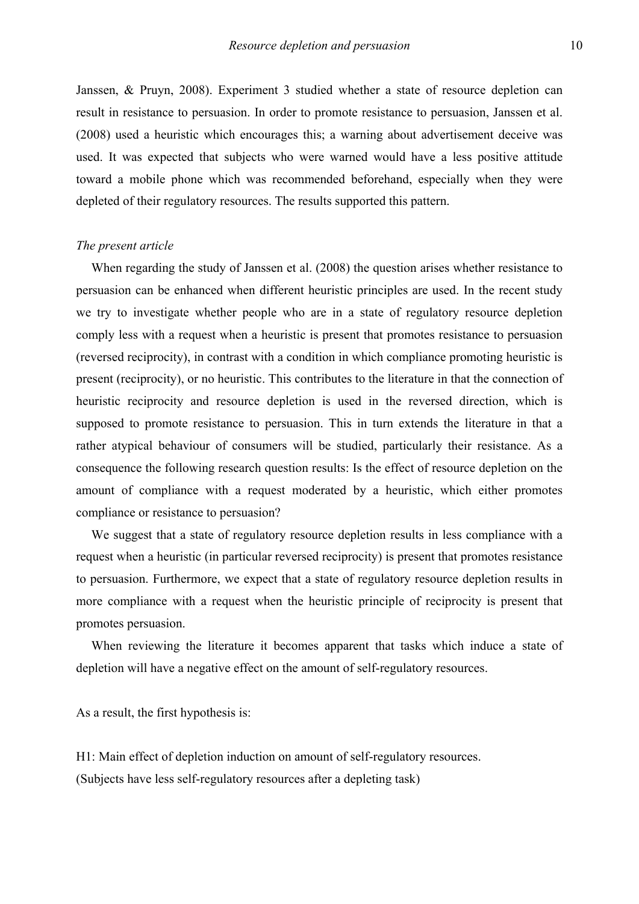Janssen, & Pruyn, 2008). Experiment 3 studied whether a state of resource depletion can result in resistance to persuasion. In order to promote resistance to persuasion, Janssen et al. (2008) used a heuristic which encourages this; a warning about advertisement deceive was used. It was expected that subjects who were warned would have a less positive attitude toward a mobile phone which was recommended beforehand, especially when they were depleted of their regulatory resources. The results supported this pattern.

*The present article*

When regarding the study of Janssen et al. (2008) the question arises whether resistance to persuasion can be enhanced when different heuristic principles are used. In the recent study we try to investigate whether people who are in a state of regulatory resource depletion comply less with a request when a heuristic is present that promotes resistance to persuasion (reversed reciprocity), in contrast with a condition in which compliance promoting heuristic is present (reciprocity), or no heuristic. This contributes to the literature in that the connection of heuristic reciprocity and resource depletion is used in the reversed direction, which is supposed to promote resistance to persuasion. This in turn extends the literature in that a rather atypical behaviour of consumers will be studied, particularly their resistance. As a consequence the following research question results: Is the effect of resource depletion on the amount of compliance with a request moderated by a heuristic, which either promotes compliance or resistance to persuasion?

We suggest that a state of regulatory resource depletion results in less compliance with a request when a heuristic (in particular reversed reciprocity) is present that promotes resistance to persuasion. Furthermore, we expect that a state of regulatory resource depletion results in more compliance with a request when the heuristic principle of reciprocity is present that promotes persuasion.

When reviewing the literature it becomes apparent that tasks which induce a state of depletion will have a negative effect on the amount of self-regulatory resources.

As a result, the first hypothesis is:

H1: Main effect of depletion induction on amount of self-regulatory resources.
(Subjects have less self-regulatory resources after a depleting task)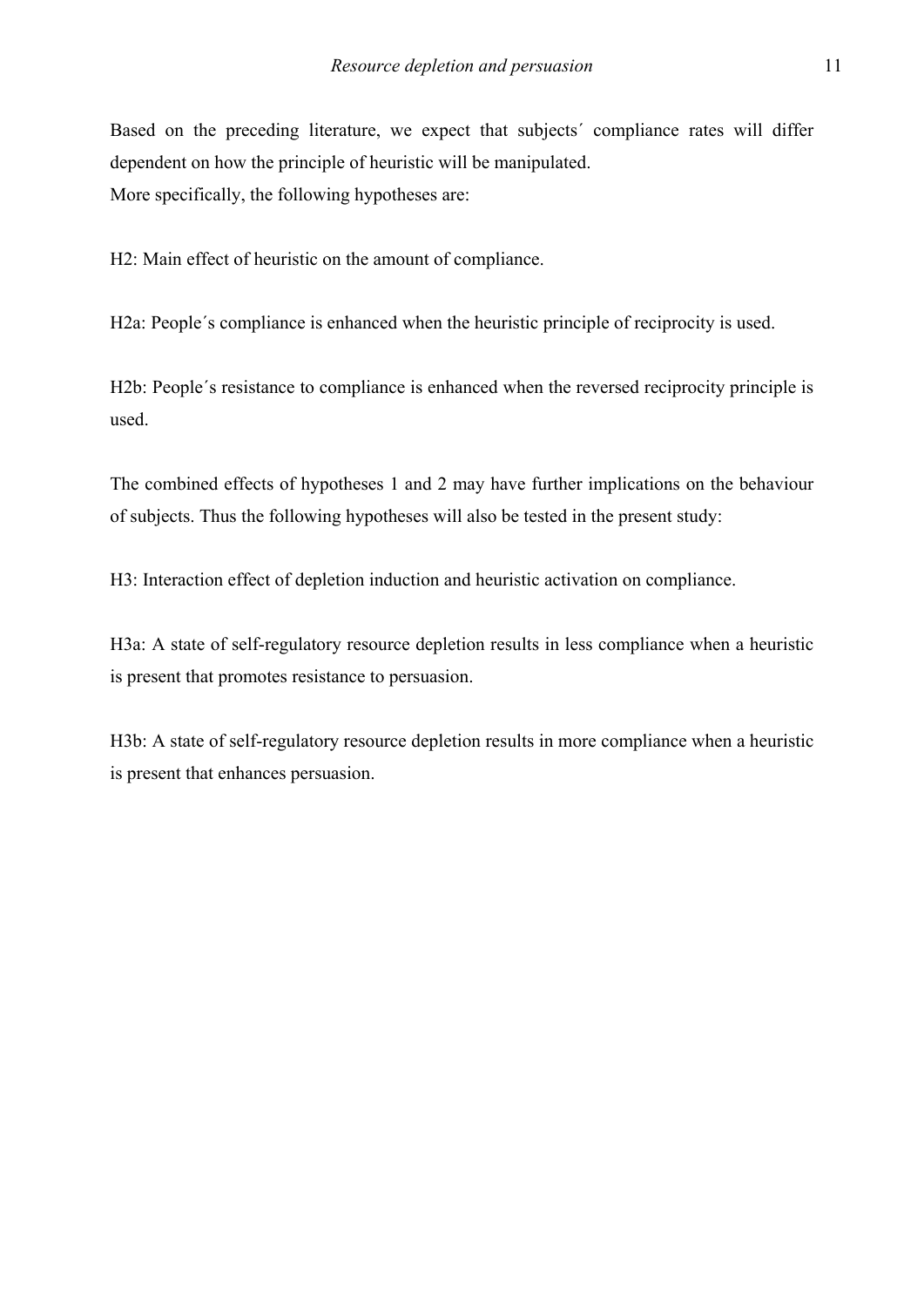Based on the preceding literature, we expect that subjects´ compliance rates will differ dependent on how the principle of heuristic will be manipulated.
More specifically, the following hypotheses are:

H2: Main effect of heuristic on the amount of compliance.

H2a: People´s compliance is enhanced when the heuristic principle of reciprocity is used.

H2b: People´s resistance to compliance is enhanced when the reversed reciprocity principle is used.

The combined effects of hypotheses 1 and 2 may have further implications on the behaviour of subjects. Thus the following hypotheses will also be tested in the present study:

H3: Interaction effect of depletion induction and heuristic activation on compliance.

H3a: A state of self-regulatory resource depletion results in less compliance when a heuristic is present that promotes resistance to persuasion.

H3b: A state of self-regulatory resource depletion results in more compliance when a heuristic is present that enhances persuasion.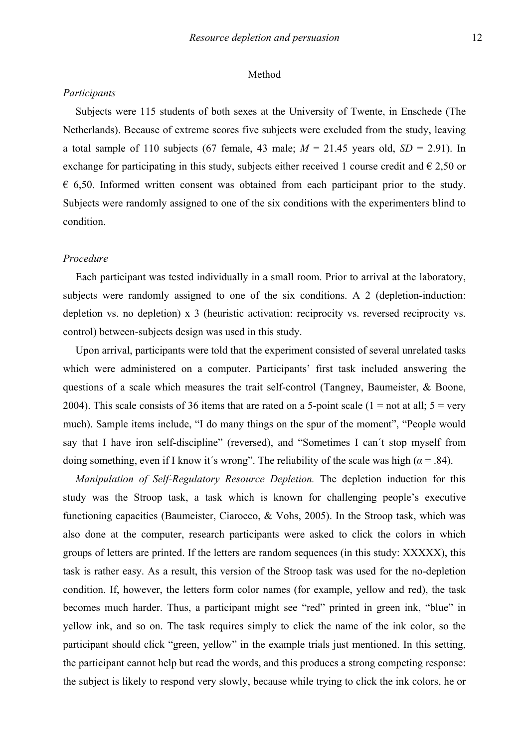## Method

### *Participants*

Subjects were 115 students of both sexes at the University of Twente, in Enschede (The Netherlands). Because of extreme scores five subjects were excluded from the study, leaving a total sample of 110 subjects (67 female, 43 male; $M$ = 21.45 years old, $SD$ = 2.91). In exchange for participating in this study, subjects either received 1 course credit and € 2,50 or € 6,50. Informed written consent was obtained from each participant prior to the study. Subjects were randomly assigned to one of the six conditions with the experimenters blind to condition.

### *Procedure*

Each participant was tested individually in a small room. Prior to arrival at the laboratory, subjects were randomly assigned to one of the six conditions. A 2 (depletion-induction: depletion vs. no depletion) x 3 (heuristic activation: reciprocity vs. reversed reciprocity vs. control) between-subjects design was used in this study.

Upon arrival, participants were told that the experiment consisted of several unrelated tasks which were administered on a computer. Participants' first task included answering the questions of a scale which measures the trait self-control (Tangney, Baumeister, & Boone, 2004). This scale consists of 36 items that are rated on a 5-point scale (1 = not at all; 5 = very much). Sample items include, "I do many things on the spur of the moment", "People would say that I have iron self-discipline" (reversed), and "Sometimes I can´t stop myself from doing something, even if I know it´s wrong". The reliability of the scale was high ($\alpha$ = .84).

*Manipulation of Self-Regulatory Resource Depletion.* The depletion induction for this study was the Stroop task, a task which is known for challenging people's executive functioning capacities (Baumeister, Ciarocco, & Vohs, 2005). In the Stroop task, which was also done at the computer, research participants were asked to click the colors in which groups of letters are printed. If the letters are random sequences (in this study: XXXXX), this task is rather easy. As a result, this version of the Stroop task was used for the no-depletion condition. If, however, the letters form color names (for example, yellow and red), the task becomes much harder. Thus, a participant might see "red" printed in green ink, "blue" in yellow ink, and so on. The task requires simply to click the name of the ink color, so the participant should click "green, yellow" in the example trials just mentioned. In this setting, the participant cannot help but read the words, and this produces a strong competing response: the subject is likely to respond very slowly, because while trying to click the ink colors, he or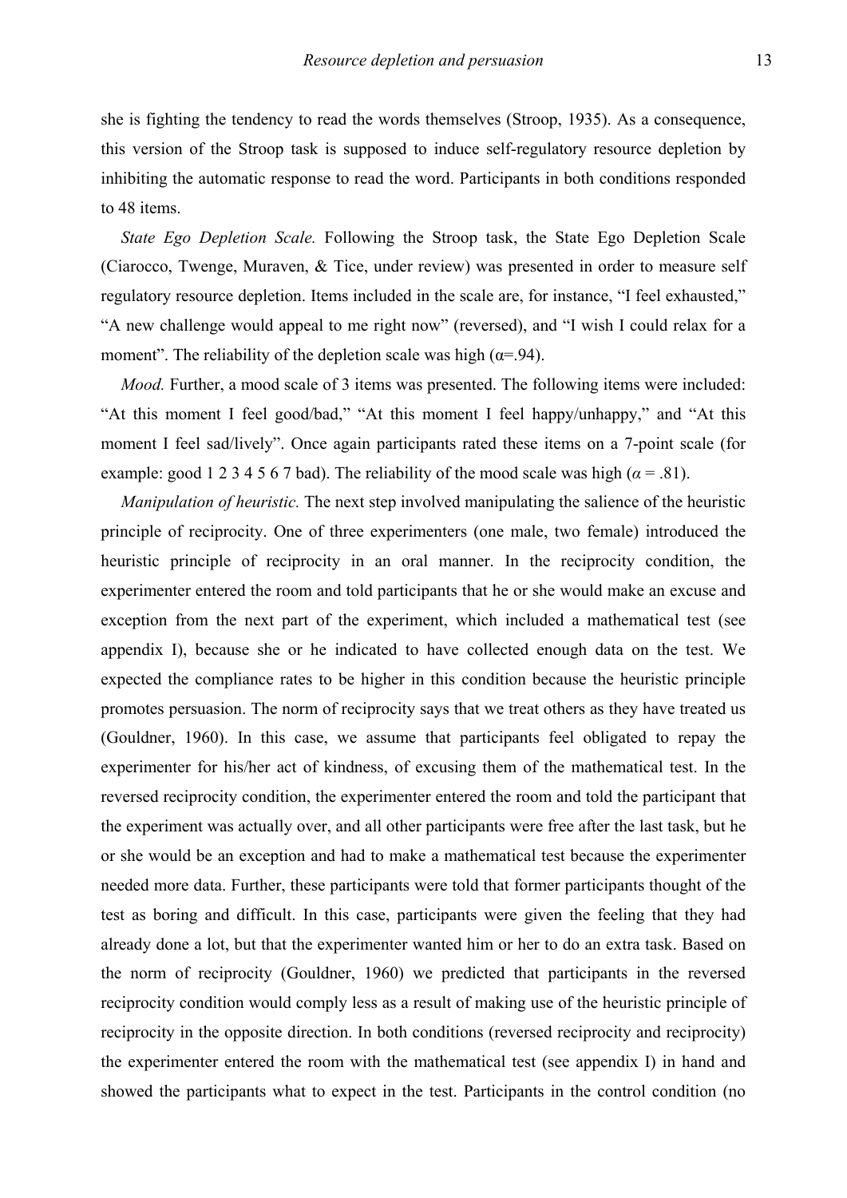she is fighting the tendency to read the words themselves (Stroop, 1935). As a consequence, this version of the Stroop task is supposed to induce self-regulatory resource depletion by inhibiting the automatic response to read the word. Participants in both conditions responded to 48 items.

*State Ego Depletion Scale.* Following the Stroop task, the State Ego Depletion Scale (Ciarocco, Twenge, Muraven, & Tice, under review) was presented in order to measure self regulatory resource depletion. Items included in the scale are, for instance, "I feel exhausted," "A new challenge would appeal to me right now" (reversed), and "I wish I could relax for a moment". The reliability of the depletion scale was high ($\alpha$=.94).

*Mood.* Further, a mood scale of 3 items was presented. The following items were included: "At this moment I feel good/bad," "At this moment I feel happy/unhappy," and "At this moment I feel sad/lively". Once again participants rated these items on a 7-point scale (for example: good 1 2 3 4 5 6 7 bad). The reliability of the mood scale was high ($\alpha$ = .81).

*Manipulation of heuristic.* The next step involved manipulating the salience of the heuristic principle of reciprocity. One of three experimenters (one male, two female) introduced the heuristic principle of reciprocity in an oral manner. In the reciprocity condition, the experimenter entered the room and told participants that he or she would make an excuse and exception from the next part of the experiment, which included a mathematical test (see appendix I), because she or he indicated to have collected enough data on the test. We expected the compliance rates to be higher in this condition because the heuristic principle promotes persuasion. The norm of reciprocity says that we treat others as they have treated us (Gouldner, 1960). In this case, we assume that participants feel obligated to repay the experimenter for his/her act of kindness, of excusing them of the mathematical test. In the reversed reciprocity condition, the experimenter entered the room and told the participant that the experiment was actually over, and all other participants were free after the last task, but he or she would be an exception and had to make a mathematical test because the experimenter needed more data. Further, these participants were told that former participants thought of the test as boring and difficult. In this case, participants were given the feeling that they had already done a lot, but that the experimenter wanted him or her to do an extra task. Based on the norm of reciprocity (Gouldner, 1960) we predicted that participants in the reversed reciprocity condition would comply less as a result of making use of the heuristic principle of reciprocity in the opposite direction. In both conditions (reversed reciprocity and reciprocity) the experimenter entered the room with the mathematical test (see appendix I) in hand and showed the participants what to expect in the test. Participants in the control condition (no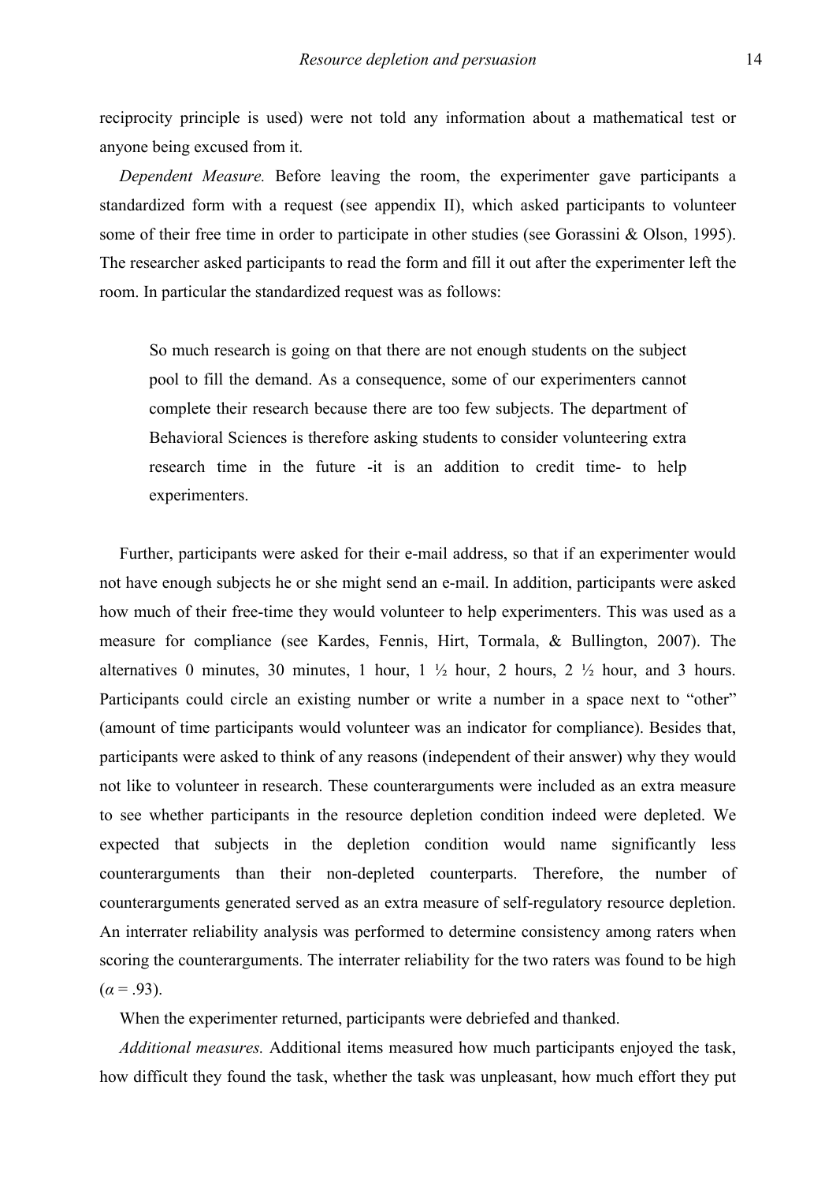reciprocity principle is used) were not told any information about a mathematical test or anyone being excused from it.

*Dependent Measure.* Before leaving the room, the experimenter gave participants a standardized form with a request (see appendix II), which asked participants to volunteer some of their free time in order to participate in other studies (see Gorassini & Olson, 1995). The researcher asked participants to read the form and fill it out after the experimenter left the room. In particular the standardized request was as follows:

> So much research is going on that there are not enough students on the subject pool to fill the demand. As a consequence, some of our experimenters cannot complete their research because there are too few subjects. The department of Behavioral Sciences is therefore asking students to consider volunteering extra research time in the future -it is an addition to credit time- to help experimenters.

Further, participants were asked for their e-mail address, so that if an experimenter would not have enough subjects he or she might send an e-mail. In addition, participants were asked how much of their free-time they would volunteer to help experimenters. This was used as a measure for compliance (see Kardes, Fennis, Hirt, Tormala, & Bullington, 2007). The alternatives 0 minutes, 30 minutes, 1 hour, 1 ½ hour, 2 hours, 2 ½ hour, and 3 hours. Participants could circle an existing number or write a number in a space next to "other" (amount of time participants would volunteer was an indicator for compliance). Besides that, participants were asked to think of any reasons (independent of their answer) why they would not like to volunteer in research. These counterarguments were included as an extra measure to see whether participants in the resource depletion condition indeed were depleted. We expected that subjects in the depletion condition would name significantly less counterarguments than their non-depleted counterparts. Therefore, the number of counterarguments generated served as an extra measure of self-regulatory resource depletion. An interrater reliability analysis was performed to determine consistency among raters when scoring the counterarguments. The interrater reliability for the two raters was found to be high ($\alpha = .93$).

When the experimenter returned, participants were debriefed and thanked.

*Additional measures.* Additional items measured how much participants enjoyed the task, how difficult they found the task, whether the task was unpleasant, how much effort they put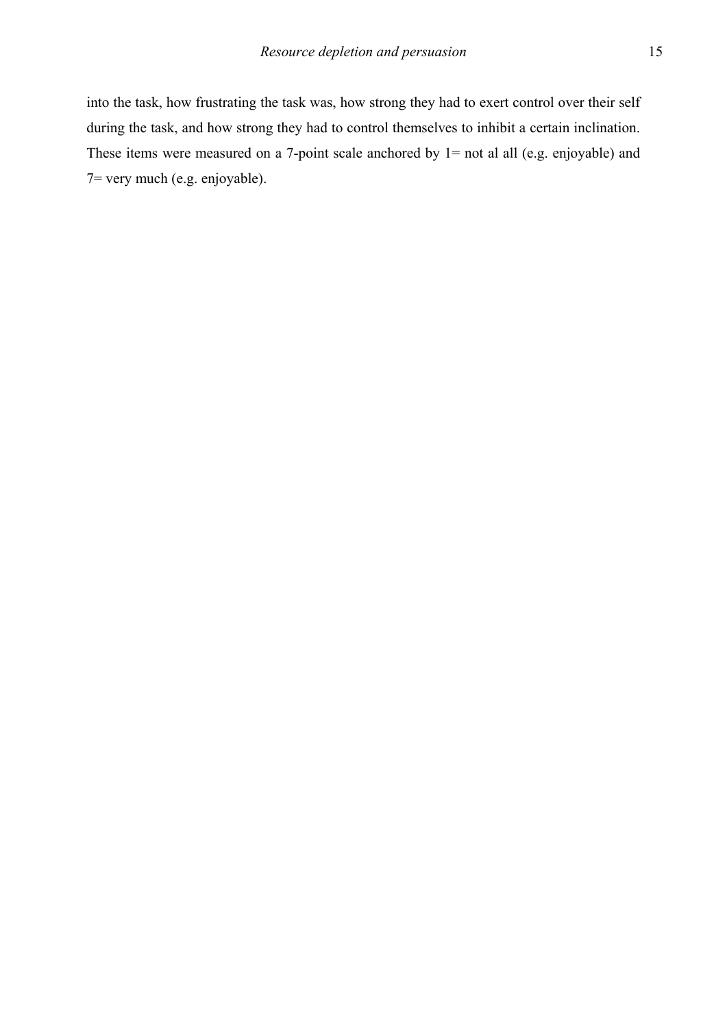into the task, how frustrating the task was, how strong they had to exert control over their self during the task, and how strong they had to control themselves to inhibit a certain inclination. These items were measured on a 7-point scale anchored by 1= not al all (e.g. enjoyable) and 7= very much (e.g. enjoyable).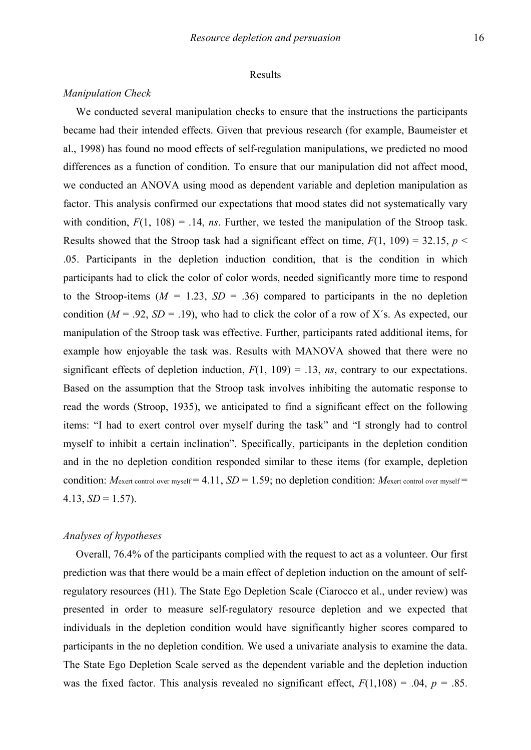## Results

### *Manipulation Check*

We conducted several manipulation checks to ensure that the instructions the participants became had their intended effects. Given that previous research (for example, Baumeister et al., 1998) has found no mood effects of self-regulation manipulations, we predicted no mood differences as a function of condition. To ensure that our manipulation did not affect mood, we conducted an ANOVA using mood as dependent variable and depletion manipulation as factor. This analysis confirmed our expectations that mood states did not systematically vary with condition, $F(1, 108) = .14$, *ns*. Further, we tested the manipulation of the Stroop task. Results showed that the Stroop task had a significant effect on time, $F(1, 109) = 32.15$, $p < .05$. Participants in the depletion induction condition, that is the condition in which participants had to click the color of color words, needed significantly more time to respond to the Stroop-items ($M = 1.23$, $SD = .36$) compared to participants in the no depletion condition ($M = .92$, $SD = .19$), who had to click the color of a row of X´s. As expected, our manipulation of the Stroop task was effective. Further, participants rated additional items, for example how enjoyable the task was. Results with MANOVA showed that there were no significant effects of depletion induction, $F(1, 109) = .13$, *ns*, contrary to our expectations. Based on the assumption that the Stroop task involves inhibiting the automatic response to read the words (Stroop, 1935), we anticipated to find a significant effect on the following items: "I had to exert control over myself during the task" and "I strongly had to control myself to inhibit a certain inclination". Specifically, participants in the depletion condition and in the no depletion condition responded similar to these items (for example, depletion condition: $M_{\text{exert control over myself}} = 4.11$, $SD = 1.59$; no depletion condition: $M_{\text{exert control over myself}} = 4.13$, $SD = 1.57$).

### *Analyses of hypotheses*

Overall, 76.4% of the participants complied with the request to act as a volunteer. Our first prediction was that there would be a main effect of depletion induction on the amount of self-regulatory resources (H1). The State Ego Depletion Scale (Ciarocco et al., under review) was presented in order to measure self-regulatory resource depletion and we expected that individuals in the depletion condition would have significantly higher scores compared to participants in the no depletion condition. We used a univariate analysis to examine the data. The State Ego Depletion Scale served as the dependent variable and the depletion induction was the fixed factor. This analysis revealed no significant effect, $F(1,108) = .04$, $p = .85$.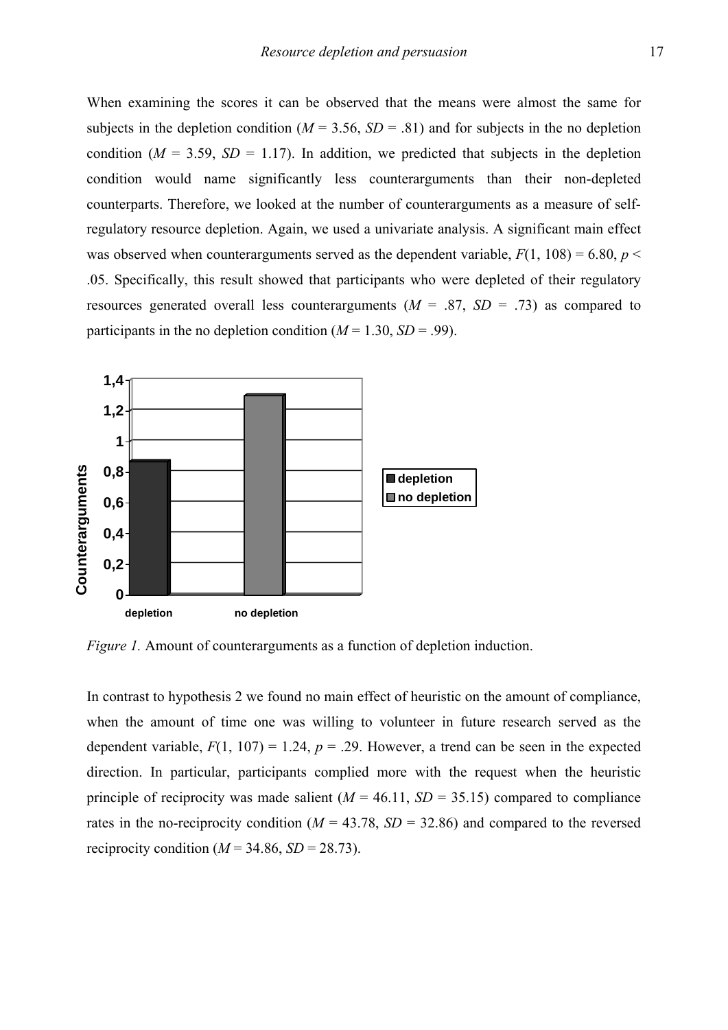When examining the scores it can be observed that the means were almost the same for subjects in the depletion condition (*M* = 3.56, *SD* = .81) and for subjects in the no depletion condition (*M* = 3.59, *SD* = 1.17). In addition, we predicted that subjects in the depletion condition would name significantly less counterarguments than their non-depleted counterparts. Therefore, we looked at the number of counterarguments as a measure of self-regulatory resource depletion. Again, we used a univariate analysis. A significant main effect was observed when counterarguments served as the dependent variable, $F(1, 108) = 6.80$, $p < .05$. Specifically, this result showed that participants who were depleted of their regulatory resources generated overall less counterarguments (*M* = .87, *SD* = .73) as compared to participants in the no depletion condition (*M* = 1.30, *SD* = .99).

*Figure 1.* Amount of counterarguments as a function of depletion induction.

In contrast to hypothesis 2 we found no main effect of heuristic on the amount of compliance, when the amount of time one was willing to volunteer in future research served as the dependent variable, $F(1, 107) = 1.24$, $p = .29$. However, a trend can be seen in the expected direction. In particular, participants complied more with the request when the heuristic principle of reciprocity was made salient (*M* = 46.11, *SD* = 35.15) compared to compliance rates in the no-reciprocity condition (*M* = 43.78, *SD* = 32.86) and compared to the reversed reciprocity condition (*M* = 34.86, *SD* = 28.73).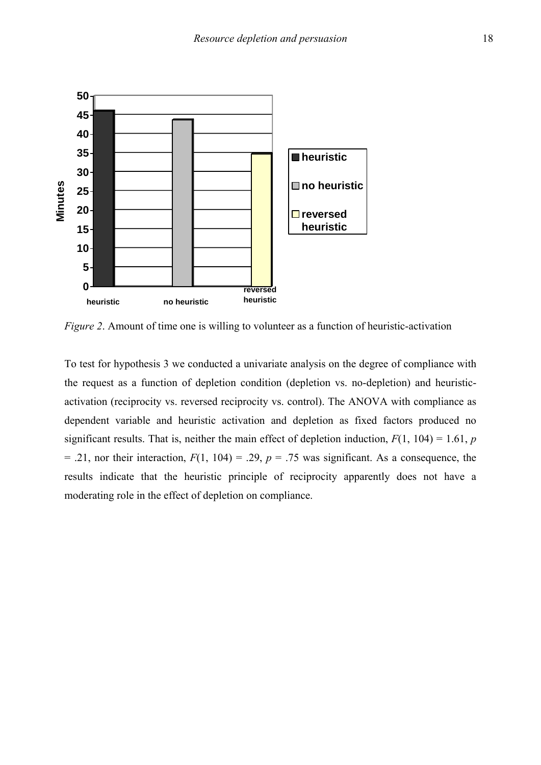*Figure 2*. Amount of time one is willing to volunteer as a function of heuristic-activation

To test for hypothesis 3 we conducted a univariate analysis on the degree of compliance with the request as a function of depletion condition (depletion vs. no-depletion) and heuristic-activation (reciprocity vs. reversed reciprocity vs. control). The ANOVA with compliance as dependent variable and heuristic activation and depletion as fixed factors produced no significant results. That is, neither the main effect of depletion induction, $F(1, 104) = 1.61$, $p = .21$, nor their interaction, $F(1, 104) = .29$, $p = .75$ was significant. As a consequence, the results indicate that the heuristic principle of reciprocity apparently does not have a moderating role in the effect of depletion on compliance.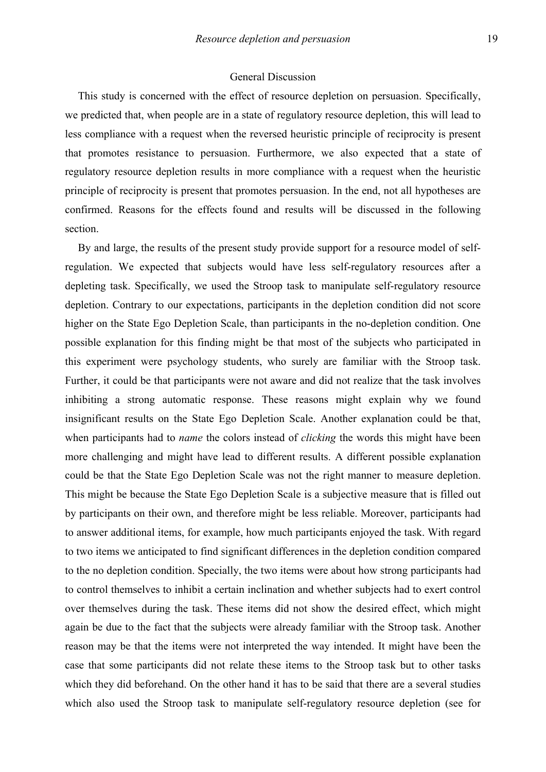## General Discussion

This study is concerned with the effect of resource depletion on persuasion. Specifically, we predicted that, when people are in a state of regulatory resource depletion, this will lead to less compliance with a request when the reversed heuristic principle of reciprocity is present that promotes resistance to persuasion. Furthermore, we also expected that a state of regulatory resource depletion results in more compliance with a request when the heuristic principle of reciprocity is present that promotes persuasion. In the end, not all hypotheses are confirmed. Reasons for the effects found and results will be discussed in the following section.

By and large, the results of the present study provide support for a resource model of self-regulation. We expected that subjects would have less self-regulatory resources after a depleting task. Specifically, we used the Stroop task to manipulate self-regulatory resource depletion. Contrary to our expectations, participants in the depletion condition did not score higher on the State Ego Depletion Scale, than participants in the no-depletion condition. One possible explanation for this finding might be that most of the subjects who participated in this experiment were psychology students, who surely are familiar with the Stroop task. Further, it could be that participants were not aware and did not realize that the task involves inhibiting a strong automatic response. These reasons might explain why we found insignificant results on the State Ego Depletion Scale. Another explanation could be that, when participants had to *name* the colors instead of *clicking* the words this might have been more challenging and might have lead to different results. A different possible explanation could be that the State Ego Depletion Scale was not the right manner to measure depletion. This might be because the State Ego Depletion Scale is a subjective measure that is filled out by participants on their own, and therefore might be less reliable. Moreover, participants had to answer additional items, for example, how much participants enjoyed the task. With regard to two items we anticipated to find significant differences in the depletion condition compared to the no depletion condition. Specially, the two items were about how strong participants had to control themselves to inhibit a certain inclination and whether subjects had to exert control over themselves during the task. These items did not show the desired effect, which might again be due to the fact that the subjects were already familiar with the Stroop task. Another reason may be that the items were not interpreted the way intended. It might have been the case that some participants did not relate these items to the Stroop task but to other tasks which they did beforehand. On the other hand it has to be said that there are a several studies which also used the Stroop task to manipulate self-regulatory resource depletion (see for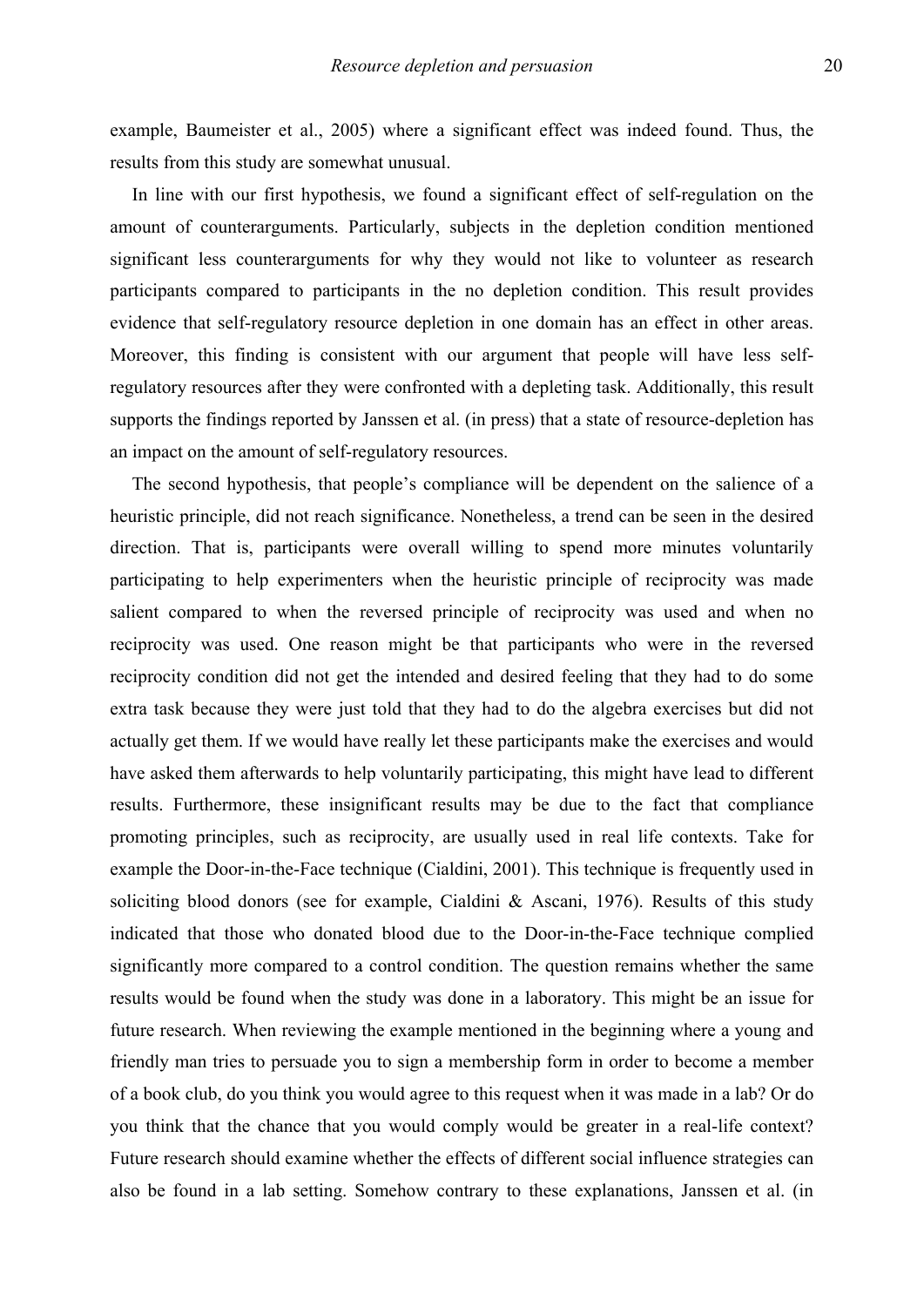example, Baumeister et al., 2005) where a significant effect was indeed found. Thus, the results from this study are somewhat unusual.

In line with our first hypothesis, we found a significant effect of self-regulation on the amount of counterarguments. Particularly, subjects in the depletion condition mentioned significant less counterarguments for why they would not like to volunteer as research participants compared to participants in the no depletion condition. This result provides evidence that self-regulatory resource depletion in one domain has an effect in other areas. Moreover, this finding is consistent with our argument that people will have less self-regulatory resources after they were confronted with a depleting task. Additionally, this result supports the findings reported by Janssen et al. (in press) that a state of resource-depletion has an impact on the amount of self-regulatory resources.

The second hypothesis, that people's compliance will be dependent on the salience of a heuristic principle, did not reach significance. Nonetheless, a trend can be seen in the desired direction. That is, participants were overall willing to spend more minutes voluntarily participating to help experimenters when the heuristic principle of reciprocity was made salient compared to when the reversed principle of reciprocity was used and when no reciprocity was used. One reason might be that participants who were in the reversed reciprocity condition did not get the intended and desired feeling that they had to do some extra task because they were just told that they had to do the algebra exercises but did not actually get them. If we would have really let these participants make the exercises and would have asked them afterwards to help voluntarily participating, this might have lead to different results. Furthermore, these insignificant results may be due to the fact that compliance promoting principles, such as reciprocity, are usually used in real life contexts. Take for example the Door-in-the-Face technique (Cialdini, 2001). This technique is frequently used in soliciting blood donors (see for example, Cialdini & Ascani, 1976). Results of this study indicated that those who donated blood due to the Door-in-the-Face technique complied significantly more compared to a control condition. The question remains whether the same results would be found when the study was done in a laboratory. This might be an issue for future research. When reviewing the example mentioned in the beginning where a young and friendly man tries to persuade you to sign a membership form in order to become a member of a book club, do you think you would agree to this request when it was made in a lab? Or do you think that the chance that you would comply would be greater in a real-life context? Future research should examine whether the effects of different social influence strategies can also be found in a lab setting. Somehow contrary to these explanations, Janssen et al. (in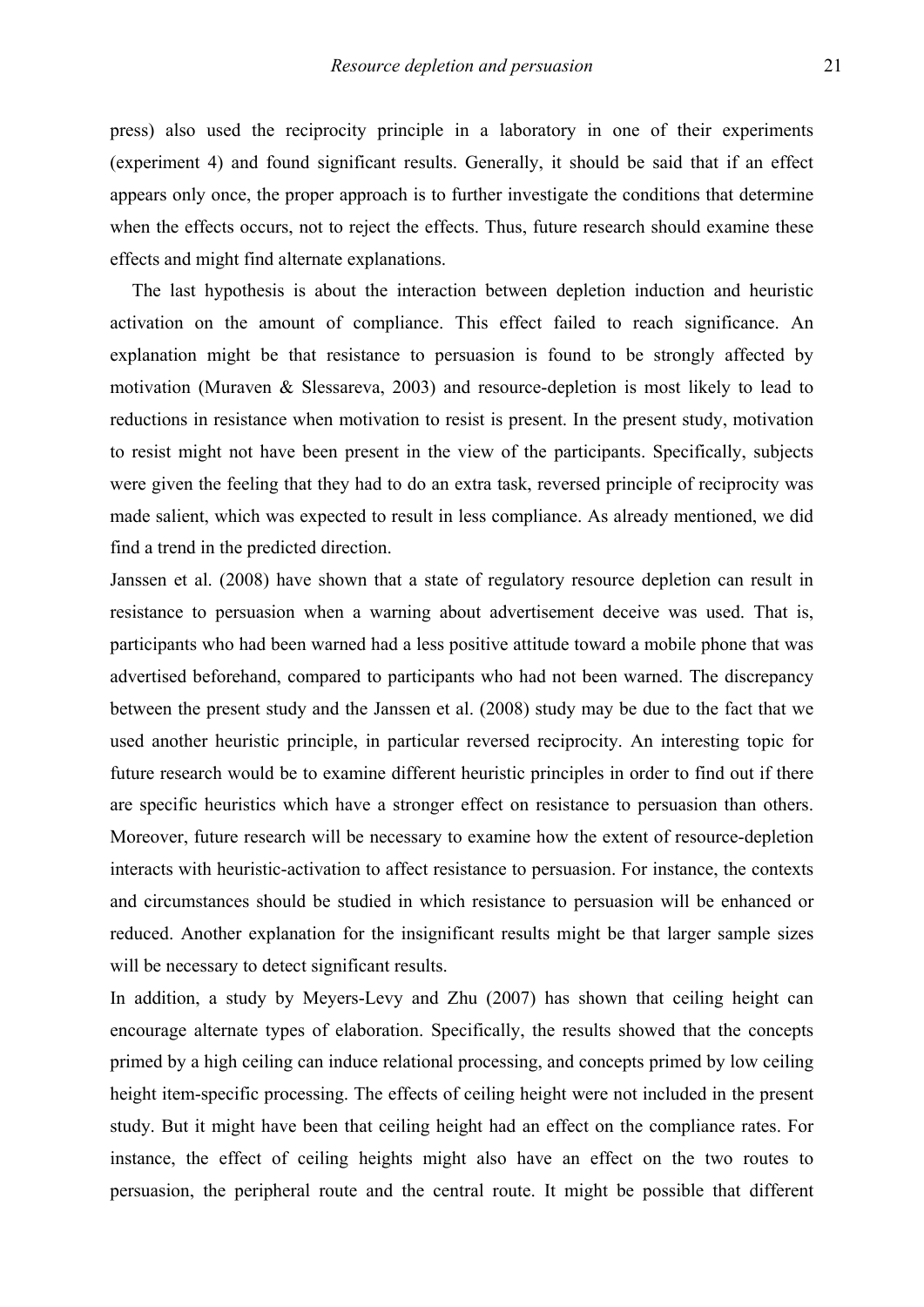press) also used the reciprocity principle in a laboratory in one of their experiments (experiment 4) and found significant results. Generally, it should be said that if an effect appears only once, the proper approach is to further investigate the conditions that determine when the effects occurs, not to reject the effects. Thus, future research should examine these effects and might find alternate explanations.

The last hypothesis is about the interaction between depletion induction and heuristic activation on the amount of compliance. This effect failed to reach significance. An explanation might be that resistance to persuasion is found to be strongly affected by motivation (Muraven & Slessareva, 2003) and resource-depletion is most likely to lead to reductions in resistance when motivation to resist is present. In the present study, motivation to resist might not have been present in the view of the participants. Specifically, subjects were given the feeling that they had to do an extra task, reversed principle of reciprocity was made salient, which was expected to result in less compliance. As already mentioned, we did find a trend in the predicted direction.

Janssen et al. (2008) have shown that a state of regulatory resource depletion can result in resistance to persuasion when a warning about advertisement deceive was used. That is, participants who had been warned had a less positive attitude toward a mobile phone that was advertised beforehand, compared to participants who had not been warned. The discrepancy between the present study and the Janssen et al. (2008) study may be due to the fact that we used another heuristic principle, in particular reversed reciprocity. An interesting topic for future research would be to examine different heuristic principles in order to find out if there are specific heuristics which have a stronger effect on resistance to persuasion than others. Moreover, future research will be necessary to examine how the extent of resource-depletion interacts with heuristic-activation to affect resistance to persuasion. For instance, the contexts and circumstances should be studied in which resistance to persuasion will be enhanced or reduced. Another explanation for the insignificant results might be that larger sample sizes will be necessary to detect significant results.

In addition, a study by Meyers-Levy and Zhu (2007) has shown that ceiling height can encourage alternate types of elaboration. Specifically, the results showed that the concepts primed by a high ceiling can induce relational processing, and concepts primed by low ceiling height item-specific processing. The effects of ceiling height were not included in the present study. But it might have been that ceiling height had an effect on the compliance rates. For instance, the effect of ceiling heights might also have an effect on the two routes to persuasion, the peripheral route and the central route. It might be possible that different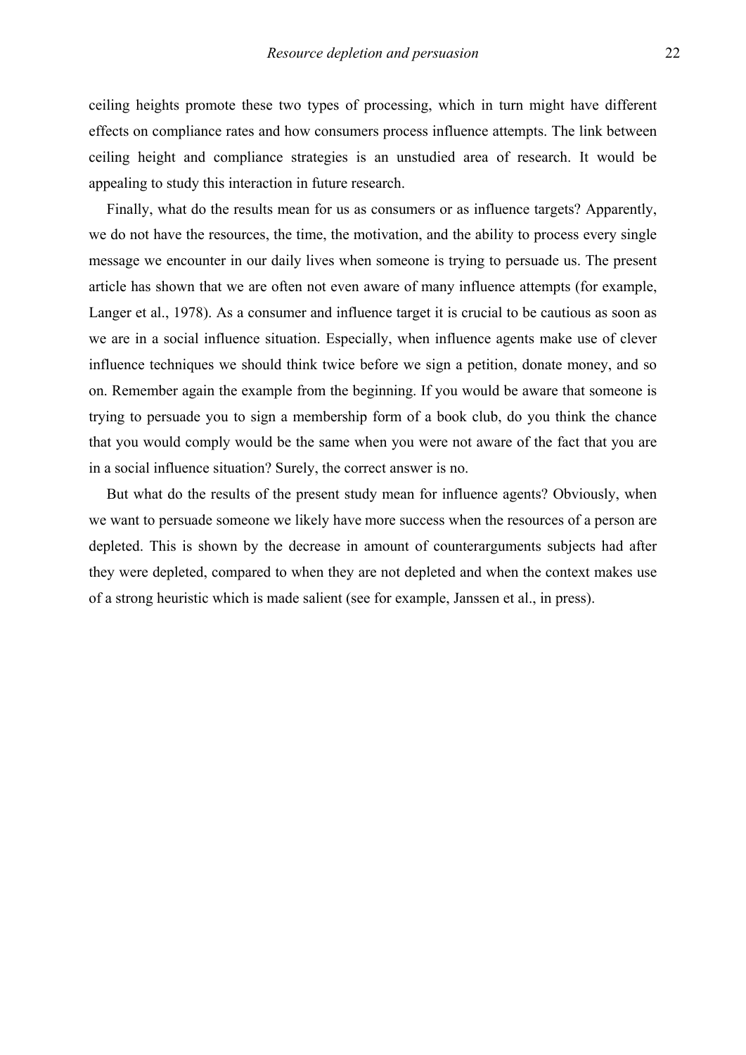ceiling heights promote these two types of processing, which in turn might have different effects on compliance rates and how consumers process influence attempts. The link between ceiling height and compliance strategies is an unstudied area of research. It would be appealing to study this interaction in future research.

Finally, what do the results mean for us as consumers or as influence targets? Apparently, we do not have the resources, the time, the motivation, and the ability to process every single message we encounter in our daily lives when someone is trying to persuade us. The present article has shown that we are often not even aware of many influence attempts (for example, Langer et al., 1978). As a consumer and influence target it is crucial to be cautious as soon as we are in a social influence situation. Especially, when influence agents make use of clever influence techniques we should think twice before we sign a petition, donate money, and so on. Remember again the example from the beginning. If you would be aware that someone is trying to persuade you to sign a membership form of a book club, do you think the chance that you would comply would be the same when you were not aware of the fact that you are in a social influence situation? Surely, the correct answer is no.

But what do the results of the present study mean for influence agents? Obviously, when we want to persuade someone we likely have more success when the resources of a person are depleted. This is shown by the decrease in amount of counterarguments subjects had after they were depleted, compared to when they are not depleted and when the context makes use of a strong heuristic which is made salient (see for example, Janssen et al., in press).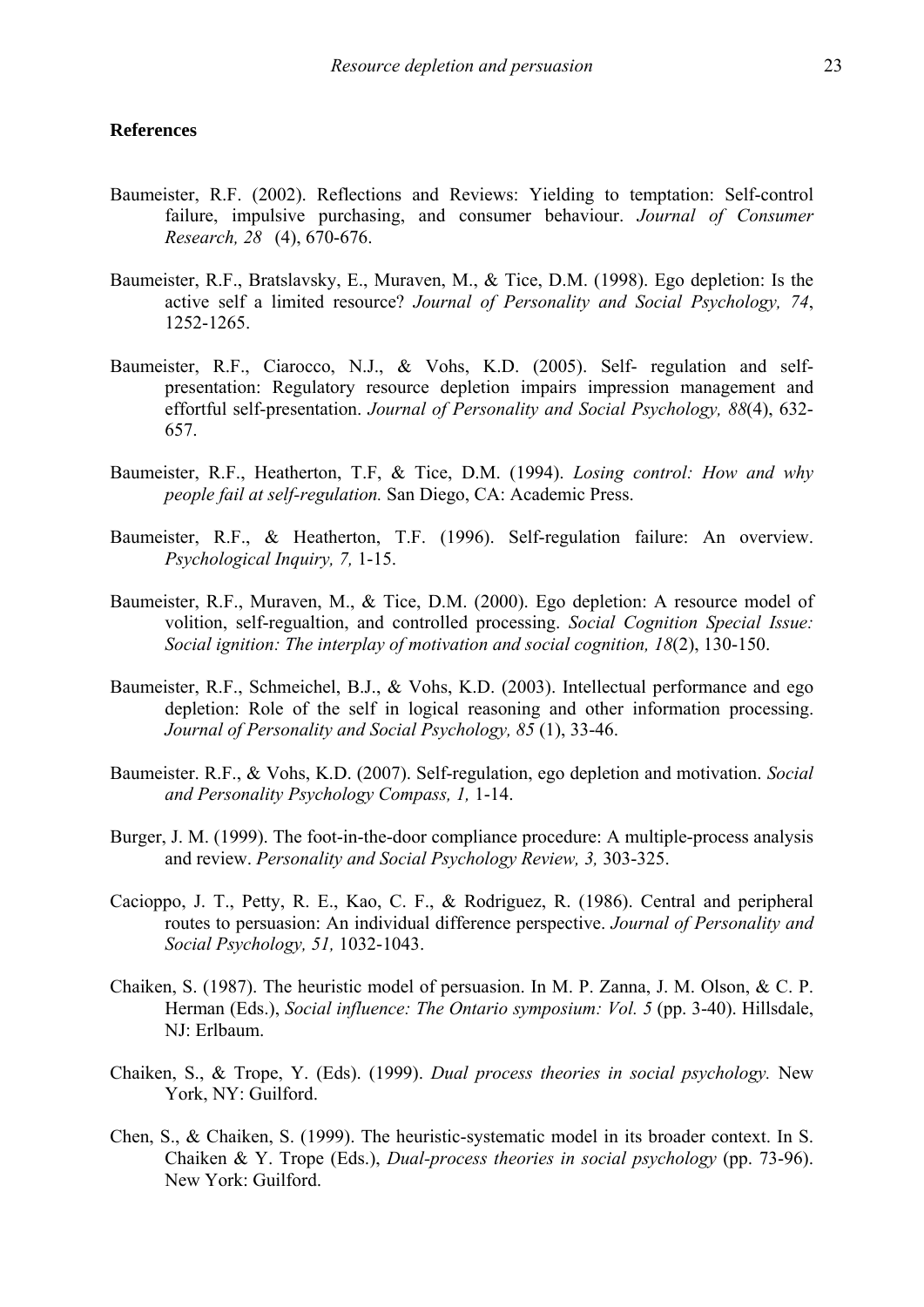## References

Baumeister, R.F. (2002). Reflections and Reviews: Yielding to temptation: Self-control failure, impulsive purchasing, and consumer behaviour. *Journal of Consumer Research, 28* (4), 670-676.

Baumeister, R.F., Bratslavsky, E., Muraven, M., & Tice, D.M. (1998). Ego depletion: Is the active self a limited resource? *Journal of Personality and Social Psychology, 74*, 1252-1265.

Baumeister, R.F., Ciarocco, N.J., & Vohs, K.D. (2005). Self- regulation and self-presentation: Regulatory resource depletion impairs impression management and effortful self-presentation. *Journal of Personality and Social Psychology, 88*(4), 632-657.

Baumeister, R.F., Heatherton, T.F, & Tice, D.M. (1994). *Losing control: How and why people fail at self-regulation.* San Diego, CA: Academic Press.

Baumeister, R.F., & Heatherton, T.F. (1996). Self-regulation failure: An overview. *Psychological Inquiry, 7,* 1-15.

Baumeister, R.F., Muraven, M., & Tice, D.M. (2000). Ego depletion: A resource model of volition, self-regualtion, and controlled processing. *Social Cognition Special Issue: Social ignition: The interplay of motivation and social cognition, 18*(2), 130-150.

Baumeister, R.F., Schmeichel, B.J., & Vohs, K.D. (2003). Intellectual performance and ego depletion: Role of the self in logical reasoning and other information processing. *Journal of Personality and Social Psychology, 85* (1), 33-46.

Baumeister. R.F., & Vohs, K.D. (2007). Self-regulation, ego depletion and motivation. *Social and Personality Psychology Compass, 1,* 1-14.

Burger, J. M. (1999). The foot-in-the-door compliance procedure: A multiple-process analysis and review. *Personality and Social Psychology Review, 3,* 303-325.

Cacioppo, J. T., Petty, R. E., Kao, C. F., & Rodriguez, R. (1986). Central and peripheral routes to persuasion: An individual difference perspective. *Journal of Personality and Social Psychology, 51,* 1032-1043.

Chaiken, S. (1987). The heuristic model of persuasion. In M. P. Zanna, J. M. Olson, & C. P. Herman (Eds.), *Social influence: The Ontario symposium: Vol. 5* (pp. 3-40). Hillsdale, NJ: Erlbaum.

Chaiken, S., & Trope, Y. (Eds). (1999). *Dual process theories in social psychology.* New York, NY: Guilford.

Chen, S., & Chaiken, S. (1999). The heuristic-systematic model in its broader context. In S. Chaiken & Y. Trope (Eds.), *Dual-process theories in social psychology* (pp. 73-96). New York: Guilford.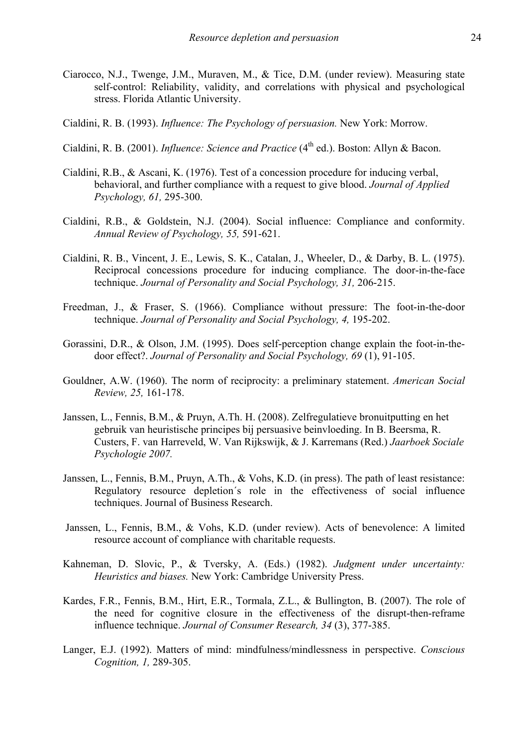Ciarocco, N.J., Twenge, J.M., Muraven, M., & Tice, D.M. (under review). Measuring state self-control: Reliability, validity, and correlations with physical and psychological stress. Florida Atlantic University.

Cialdini, R. B. (1993). *Influence: The Psychology of persuasion.* New York: Morrow.

Cialdini, R. B. (2001). *Influence: Science and Practice* (4th ed.). Boston: Allyn & Bacon.

Cialdini, R.B., & Ascani, K. (1976). Test of a concession procedure for inducing verbal, behavioral, and further compliance with a request to give blood. *Journal of Applied Psychology, 61,* 295-300.

Cialdini, R.B., & Goldstein, N.J. (2004). Social influence: Compliance and conformity. *Annual Review of Psychology, 55,* 591-621.

Cialdini, R. B., Vincent, J. E., Lewis, S. K., Catalan, J., Wheeler, D., & Darby, B. L. (1975). Reciprocal concessions procedure for inducing compliance. The door-in-the-face technique. *Journal of Personality and Social Psychology, 31,* 206-215.

Freedman, J., & Fraser, S. (1966). Compliance without pressure: The foot-in-the-door technique. *Journal of Personality and Social Psychology, 4,* 195-202.

Gorassini, D.R., & Olson, J.M. (1995). Does self-perception change explain the foot-in-the-door effect?. *Journal of Personality and Social Psychology, 69* (1), 91-105.

Gouldner, A.W. (1960). The norm of reciprocity: a preliminary statement. *American Social Review, 25,* 161-178.

Janssen, L., Fennis, B.M., & Pruyn, A.Th. H. (2008). Zelfregulatieve bronuitputting en het gebruik van heuristische principes bij persuasive beinvloeding. In B. Beersma, R. Custers, F. van Harreveld, W. Van Rijkswijk, & J. Karremans (Red.) *Jaarboek Sociale Psychologie 2007.*

Janssen, L., Fennis, B.M., Pruyn, A.Th., & Vohs, K.D. (in press). The path of least resistance: Regulatory resource depletion´s role in the effectiveness of social influence techniques. Journal of Business Research.

Janssen, L., Fennis, B.M., & Vohs, K.D. (under review). Acts of benevolence: A limited resource account of compliance with charitable requests.

Kahneman, D. Slovic, P., & Tversky, A. (Eds.) (1982). *Judgment under uncertainty: Heuristics and biases.* New York: Cambridge University Press.

Kardes, F.R., Fennis, B.M., Hirt, E.R., Tormala, Z.L., & Bullington, B. (2007). The role of the need for cognitive closure in the effectiveness of the disrupt-then-reframe influence technique. *Journal of Consumer Research, 34* (3), 377-385.

Langer, E.J. (1992). Matters of mind: mindfulness/mindlessness in perspective. *Conscious Cognition, 1,* 289-305.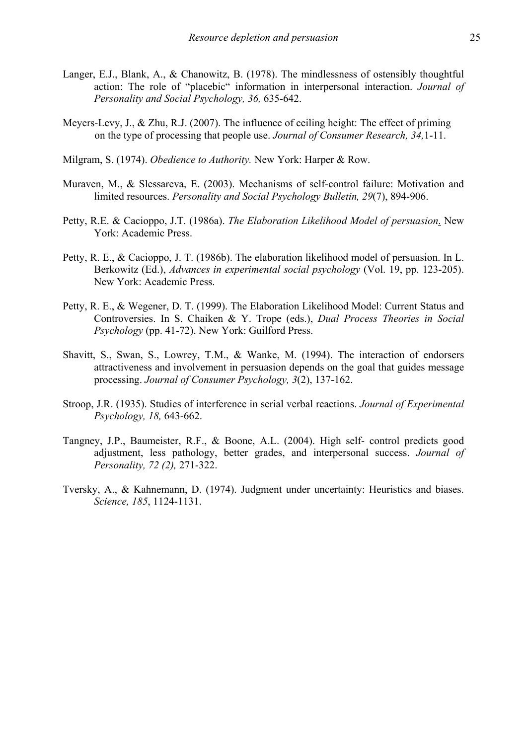Langer, E.J., Blank, A., & Chanowitz, B. (1978). The mindlessness of ostensibly thoughtful action: The role of "placebic" information in interpersonal interaction. *Journal of Personality and Social Psychology, 36,* 635-642.

Meyers-Levy, J., & Zhu, R.J. (2007). The influence of ceiling height: The effect of priming on the type of processing that people use. *Journal of Consumer Research, 34,* 1-11.

Milgram, S. (1974). *Obedience to Authority.* New York: Harper & Row.

Muraven, M., & Slessareva, E. (2003). Mechanisms of self-control failure: Motivation and limited resources. *Personality and Social Psychology Bulletin, 29*(7), 894-906.

Petty, R.E. & Cacioppo, J.T. (1986a). *The Elaboration Likelihood Model of persuasion*. New York: Academic Press.

Petty, R. E., & Cacioppo, J. T. (1986b). The elaboration likelihood model of persuasion. In L. Berkowitz (Ed.), *Advances in experimental social psychology* (Vol. 19, pp. 123-205). New York: Academic Press.

Petty, R. E., & Wegener, D. T. (1999). The Elaboration Likelihood Model: Current Status and Controversies. In S. Chaiken & Y. Trope (eds.), *Dual Process Theories in Social Psychology* (pp. 41-72). New York: Guilford Press.

Shavitt, S., Swan, S., Lowrey, T.M., & Wanke, M. (1994). The interaction of endorsers attractiveness and involvement in persuasion depends on the goal that guides message processing. *Journal of Consumer Psychology, 3*(2), 137-162.

Stroop, J.R. (1935). Studies of interference in serial verbal reactions. *Journal of Experimental Psychology, 18,* 643-662.

Tangney, J.P., Baumeister, R.F., & Boone, A.L. (2004). High self- control predicts good adjustment, less pathology, better grades, and interpersonal success. *Journal of Personality, 72 (2),* 271-322.

Tversky, A., & Kahnemann, D. (1974). Judgment under uncertainty: Heuristics and biases. *Science, 185*, 1124-1131.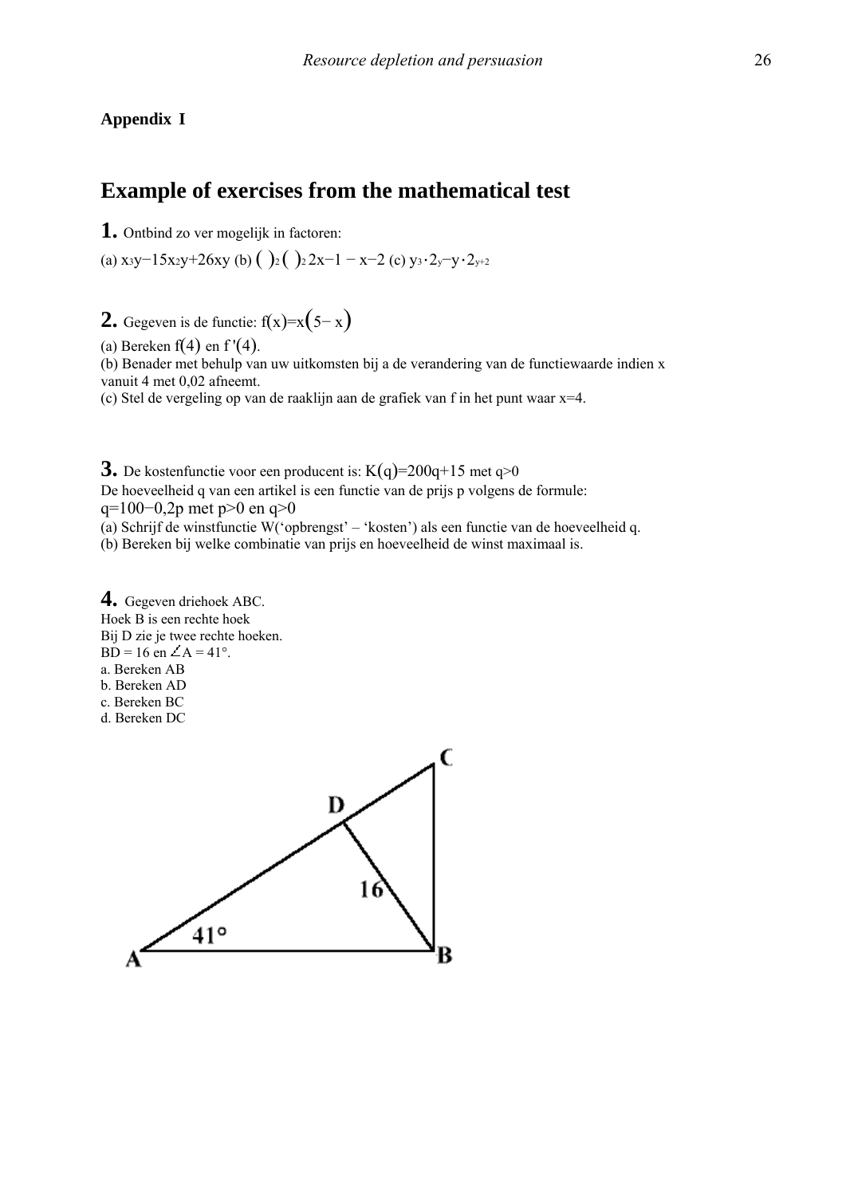**Appendix I**

# Example of exercises from the mathematical test

**1.** Ontbind zo ver mogelijk in factoren:

(a) $x^3y - 15x^2y + 26xy$ (b) $(\ )^2(\ )^2\ 2x-1 - x-2$ (c) $y^3 \cdot 2^y - y \cdot 2^{y+2}$

**2.** Gegeven is de functie: $f(x) = x(5 - x)$

(a) Bereken $f(4)$ en $f'(4)$.

(b) Benader met behulp van uw uitkomsten bij a de verandering van de functiewaarde indien x vanuit 4 met 0,02 afneemt.

(c) Stel de vergeling op van de raaklijn aan de grafiek van f in het punt waar x=4.

**3.** De kostenfunctie voor een producent is: $K(q) = 200q + 15$ met $q > 0$

De hoeveelheid q van een artikel is een functie van de prijs p volgens de formule:

$q = 100 - 0{,}2p$ met $p > 0$ en $q > 0$

(a) Schrijf de winstfunctie W(‘opbrengst’ – ‘kosten’) als een functie van de hoeveelheid q.

(b) Bereken bij welke combinatie van prijs en hoeveelheid de winst maximaal is.

**4.** Gegeven driehoek ABC.
Hoek B is een rechte hoek
Bij D zie je twee rechte hoeken.
BD = 16 en $\angle A = 41°$.
a. Bereken AB
b. Bereken AD
c. Bereken BC
d. Bereken DC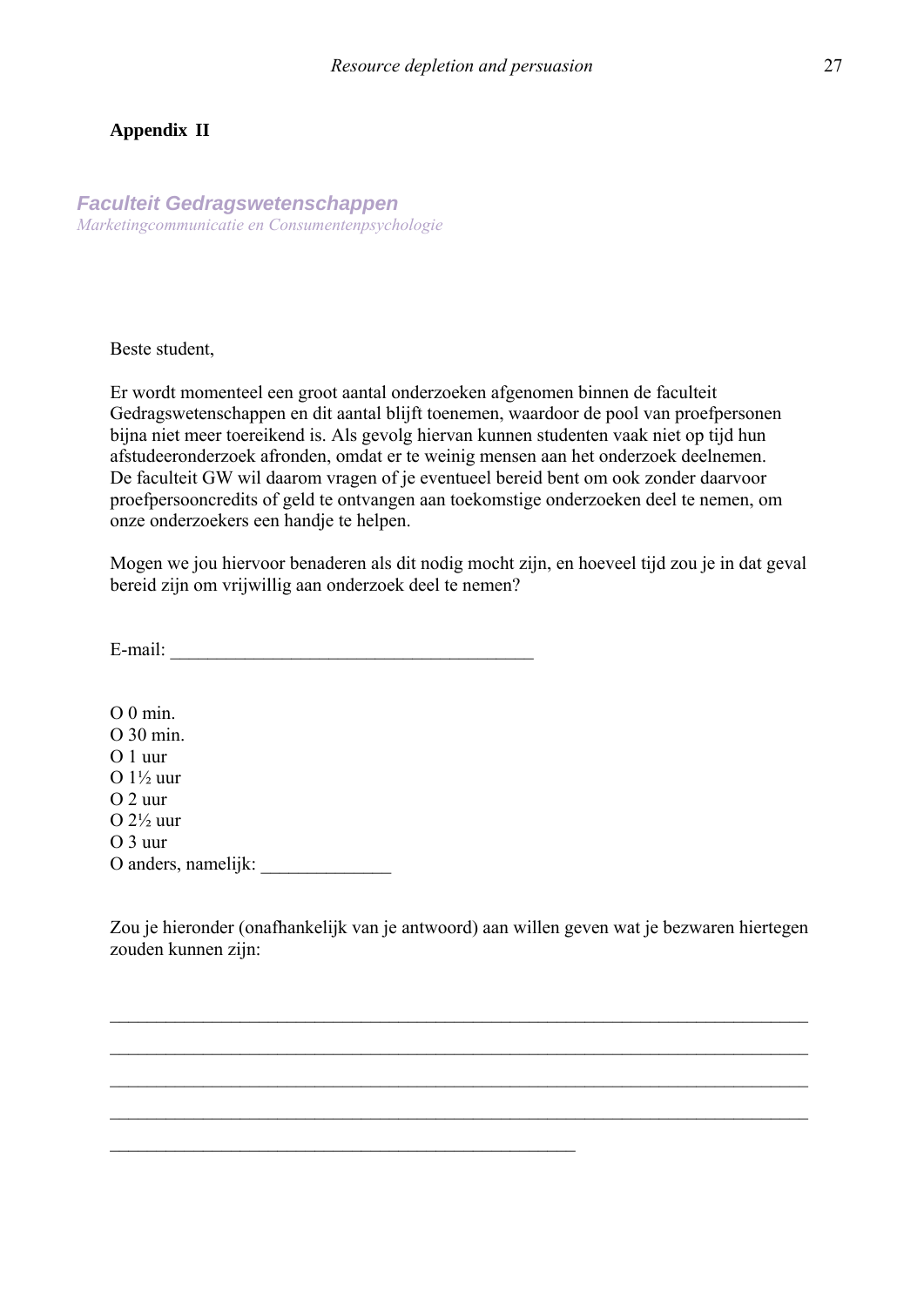**Appendix II**

***Faculteit Gedragswetenschappen***
*Marketingcommunicatie en Consumentenpsychologie*

Beste student,

Er wordt momenteel een groot aantal onderzoeken afgenomen binnen de faculteit Gedragswetenschappen en dit aantal blijft toenemen, waardoor de pool van proefpersonen bijna niet meer toereikend is. Als gevolg hiervan kunnen studenten vaak niet op tijd hun afstudeeronderzoek afronden, omdat er te weinig mensen aan het onderzoek deelnemen. De faculteit GW wil daarom vragen of je eventueel bereid bent om ook zonder daarvoor proefpersooncredits of geld te ontvangen aan toekomstige onderzoeken deel te nemen, om onze onderzoekers een handje te helpen.

Mogen we jou hiervoor benaderen als dit nodig mocht zijn, en hoeveel tijd zou je in dat geval bereid zijn om vrijwillig aan onderzoek deel te nemen?

E-mail: _______________________________________

O 0 min.
O 30 min.
O 1 uur
O 1½ uur
O 2 uur
O 2½ uur
O 3 uur
O anders, namelijk: ______________

Zou je hieronder (onafhankelijk van je antwoord) aan willen geven wat je bezwaren hiertegen zouden kunnen zijn:

___________________________________________________________________________
___________________________________________________________________________
___________________________________________________________________________
___________________________________________________________________________
__________________________________________________